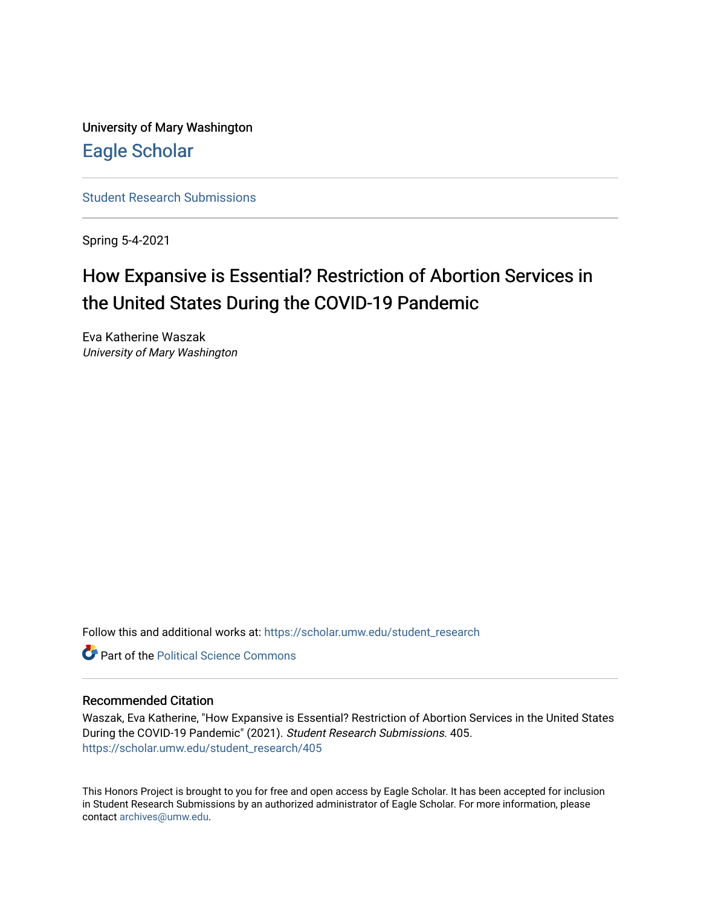University of Mary Washington

## Eagle Scholar

Student Research Submissions

Spring 5-4-2021

# How Expansive is Essential? Restriction of Abortion Services in the United States During the COVID-19 Pandemic

Eva Katherine Waszak
*University of Mary Washington*

Follow this and additional works at: https://scholar.umw.edu/student_research

Part of the Political Science Commons

### Recommended Citation

Waszak, Eva Katherine, "How Expansive is Essential? Restriction of Abortion Services in the United States During the COVID-19 Pandemic" (2021). *Student Research Submissions*. 405.
https://scholar.umw.edu/student_research/405

This Honors Project is brought to you for free and open access by Eagle Scholar. It has been accepted for inclusion in Student Research Submissions by an authorized administrator of Eagle Scholar. For more information, please contact archives@umw.edu.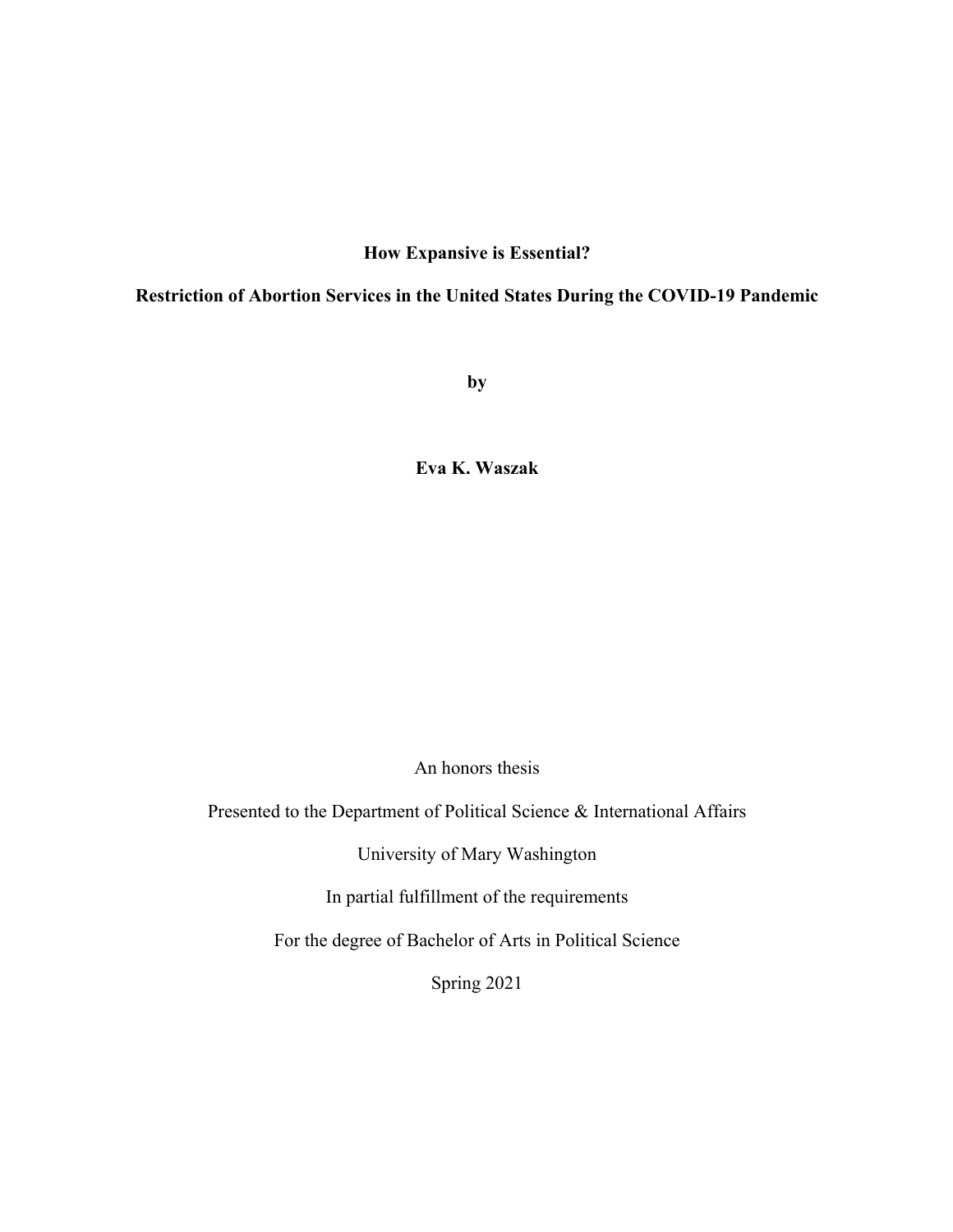**How Expansive is Essential?**

**Restriction of Abortion Services in the United States During the COVID-19 Pandemic**

**by**

**Eva K. Waszak**

An honors thesis

Presented to the Department of Political Science & International Affairs

University of Mary Washington

In partial fulfillment of the requirements

For the degree of Bachelor of Arts in Political Science

Spring 2021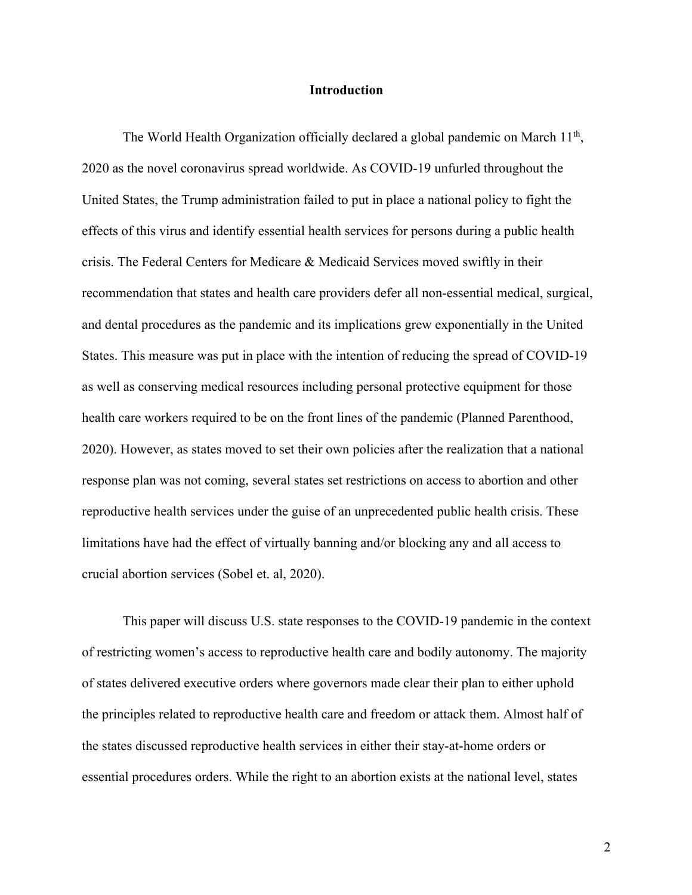## Introduction

The World Health Organization officially declared a global pandemic on March 11th, 2020 as the novel coronavirus spread worldwide. As COVID-19 unfurled throughout the United States, the Trump administration failed to put in place a national policy to fight the effects of this virus and identify essential health services for persons during a public health crisis. The Federal Centers for Medicare & Medicaid Services moved swiftly in their recommendation that states and health care providers defer all non-essential medical, surgical, and dental procedures as the pandemic and its implications grew exponentially in the United States. This measure was put in place with the intention of reducing the spread of COVID-19 as well as conserving medical resources including personal protective equipment for those health care workers required to be on the front lines of the pandemic (Planned Parenthood, 2020). However, as states moved to set their own policies after the realization that a national response plan was not coming, several states set restrictions on access to abortion and other reproductive health services under the guise of an unprecedented public health crisis. These limitations have had the effect of virtually banning and/or blocking any and all access to crucial abortion services (Sobel et. al, 2020).

This paper will discuss U.S. state responses to the COVID-19 pandemic in the context of restricting women's access to reproductive health care and bodily autonomy. The majority of states delivered executive orders where governors made clear their plan to either uphold the principles related to reproductive health care and freedom or attack them. Almost half of the states discussed reproductive health services in either their stay-at-home orders or essential procedures orders. While the right to an abortion exists at the national level, states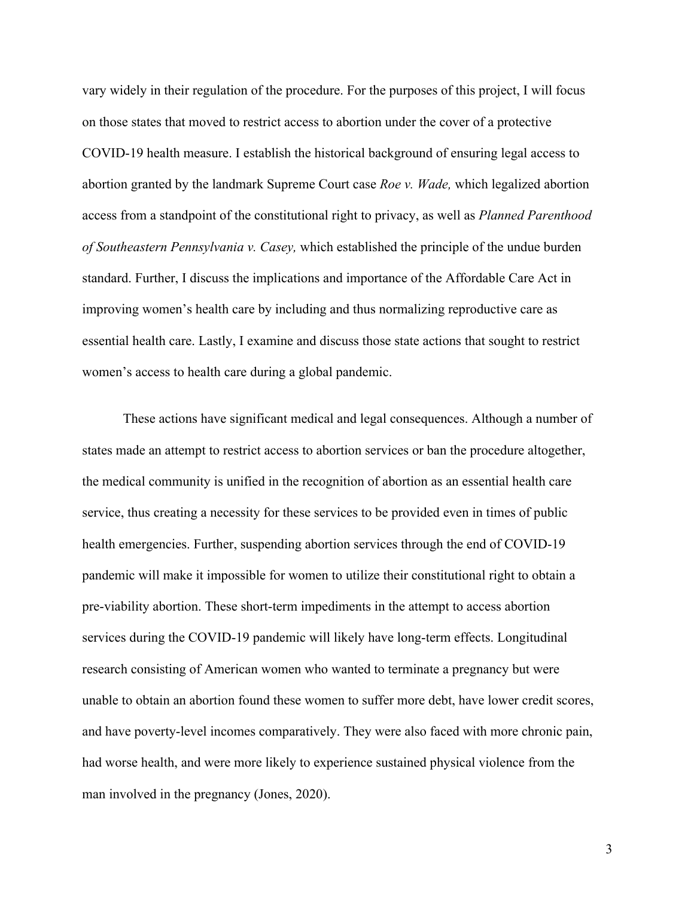vary widely in their regulation of the procedure. For the purposes of this project, I will focus on those states that moved to restrict access to abortion under the cover of a protective COVID-19 health measure. I establish the historical background of ensuring legal access to abortion granted by the landmark Supreme Court case *Roe v. Wade,* which legalized abortion access from a standpoint of the constitutional right to privacy, as well as *Planned Parenthood of Southeastern Pennsylvania v. Casey,* which established the principle of the undue burden standard. Further, I discuss the implications and importance of the Affordable Care Act in improving women's health care by including and thus normalizing reproductive care as essential health care. Lastly, I examine and discuss those state actions that sought to restrict women's access to health care during a global pandemic.

These actions have significant medical and legal consequences. Although a number of states made an attempt to restrict access to abortion services or ban the procedure altogether, the medical community is unified in the recognition of abortion as an essential health care service, thus creating a necessity for these services to be provided even in times of public health emergencies. Further, suspending abortion services through the end of COVID-19 pandemic will make it impossible for women to utilize their constitutional right to obtain a pre-viability abortion. These short-term impediments in the attempt to access abortion services during the COVID-19 pandemic will likely have long-term effects. Longitudinal research consisting of American women who wanted to terminate a pregnancy but were unable to obtain an abortion found these women to suffer more debt, have lower credit scores, and have poverty-level incomes comparatively. They were also faced with more chronic pain, had worse health, and were more likely to experience sustained physical violence from the man involved in the pregnancy (Jones, 2020).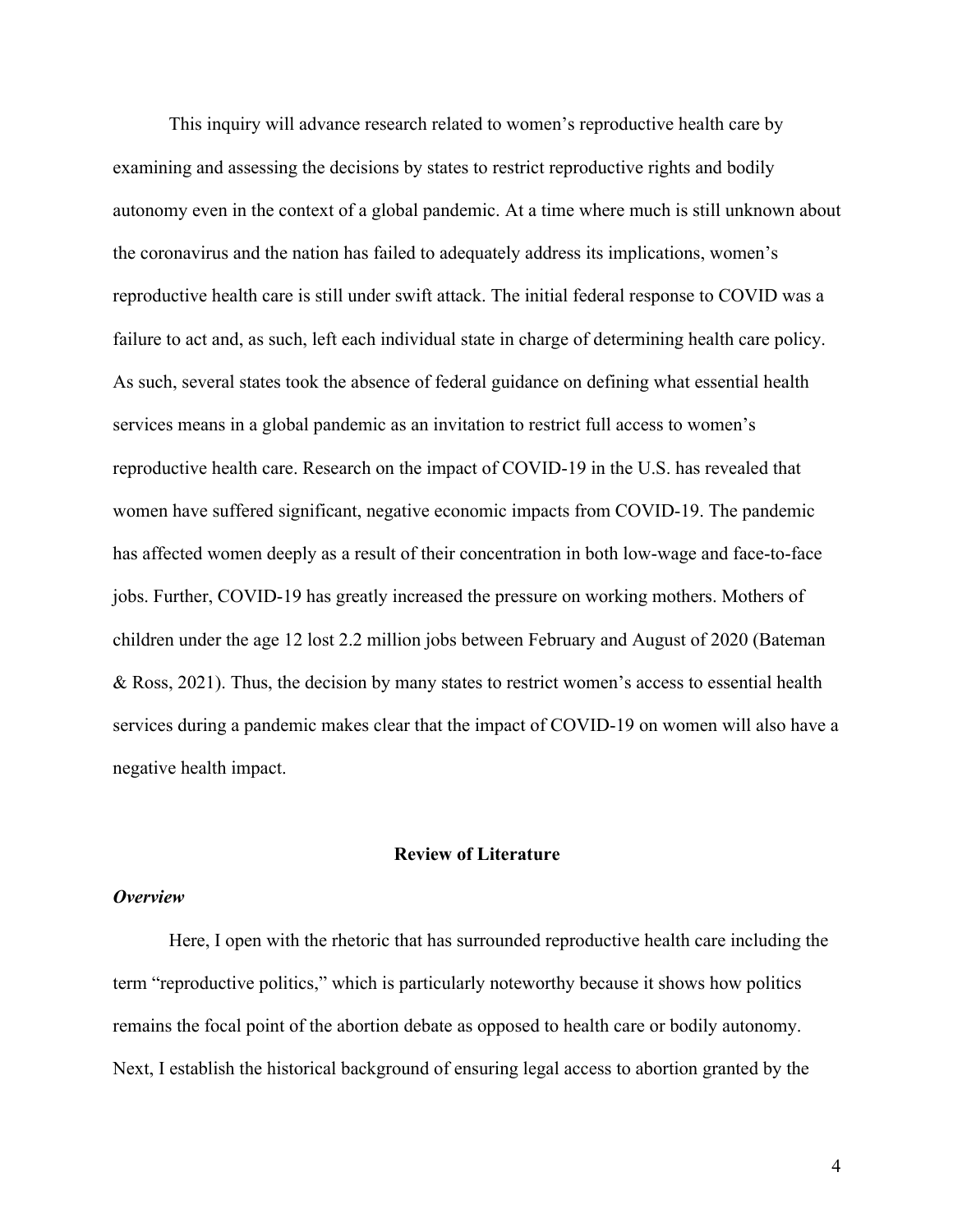This inquiry will advance research related to women's reproductive health care by examining and assessing the decisions by states to restrict reproductive rights and bodily autonomy even in the context of a global pandemic. At a time where much is still unknown about the coronavirus and the nation has failed to adequately address its implications, women's reproductive health care is still under swift attack. The initial federal response to COVID was a failure to act and, as such, left each individual state in charge of determining health care policy. As such, several states took the absence of federal guidance on defining what essential health services means in a global pandemic as an invitation to restrict full access to women's reproductive health care. Research on the impact of COVID-19 in the U.S. has revealed that women have suffered significant, negative economic impacts from COVID-19. The pandemic has affected women deeply as a result of their concentration in both low-wage and face-to-face jobs. Further, COVID-19 has greatly increased the pressure on working mothers. Mothers of children under the age 12 lost 2.2 million jobs between February and August of 2020 (Bateman & Ross, 2021). Thus, the decision by many states to restrict women's access to essential health services during a pandemic makes clear that the impact of COVID-19 on women will also have a negative health impact.

## Review of Literature

### *Overview*

Here, I open with the rhetoric that has surrounded reproductive health care including the term "reproductive politics," which is particularly noteworthy because it shows how politics remains the focal point of the abortion debate as opposed to health care or bodily autonomy. Next, I establish the historical background of ensuring legal access to abortion granted by the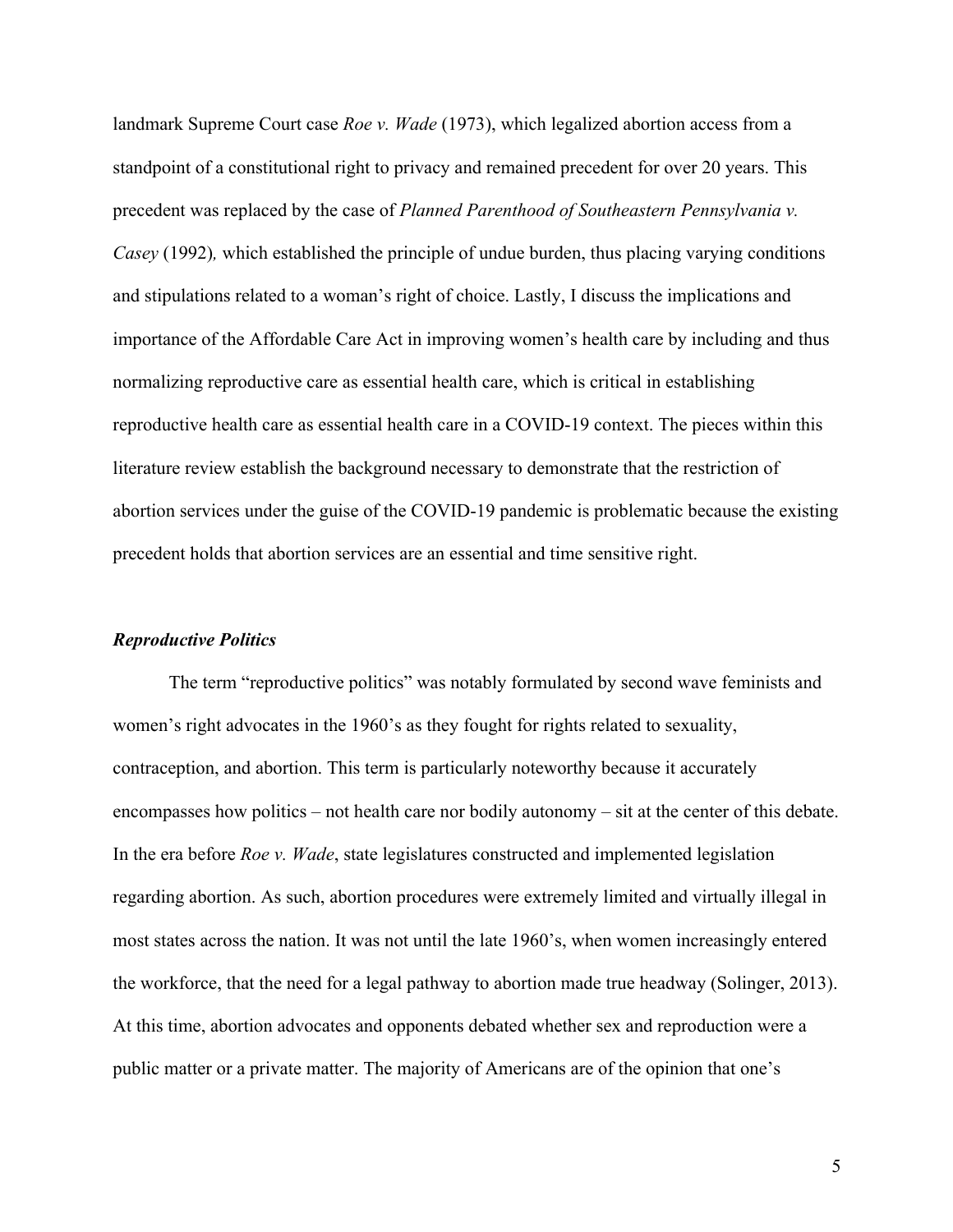landmark Supreme Court case *Roe v. Wade* (1973), which legalized abortion access from a standpoint of a constitutional right to privacy and remained precedent for over 20 years. This precedent was replaced by the case of *Planned Parenthood of Southeastern Pennsylvania v. Casey* (1992)*,* which established the principle of undue burden, thus placing varying conditions and stipulations related to a woman's right of choice. Lastly, I discuss the implications and importance of the Affordable Care Act in improving women's health care by including and thus normalizing reproductive care as essential health care, which is critical in establishing reproductive health care as essential health care in a COVID-19 context. The pieces within this literature review establish the background necessary to demonstrate that the restriction of abortion services under the guise of the COVID-19 pandemic is problematic because the existing precedent holds that abortion services are an essential and time sensitive right.

### *Reproductive Politics*

The term "reproductive politics" was notably formulated by second wave feminists and women's right advocates in the 1960's as they fought for rights related to sexuality, contraception, and abortion. This term is particularly noteworthy because it accurately encompasses how politics – not health care nor bodily autonomy – sit at the center of this debate. In the era before *Roe v. Wade*, state legislatures constructed and implemented legislation regarding abortion. As such, abortion procedures were extremely limited and virtually illegal in most states across the nation. It was not until the late 1960's, when women increasingly entered the workforce, that the need for a legal pathway to abortion made true headway (Solinger, 2013). At this time, abortion advocates and opponents debated whether sex and reproduction were a public matter or a private matter. The majority of Americans are of the opinion that one's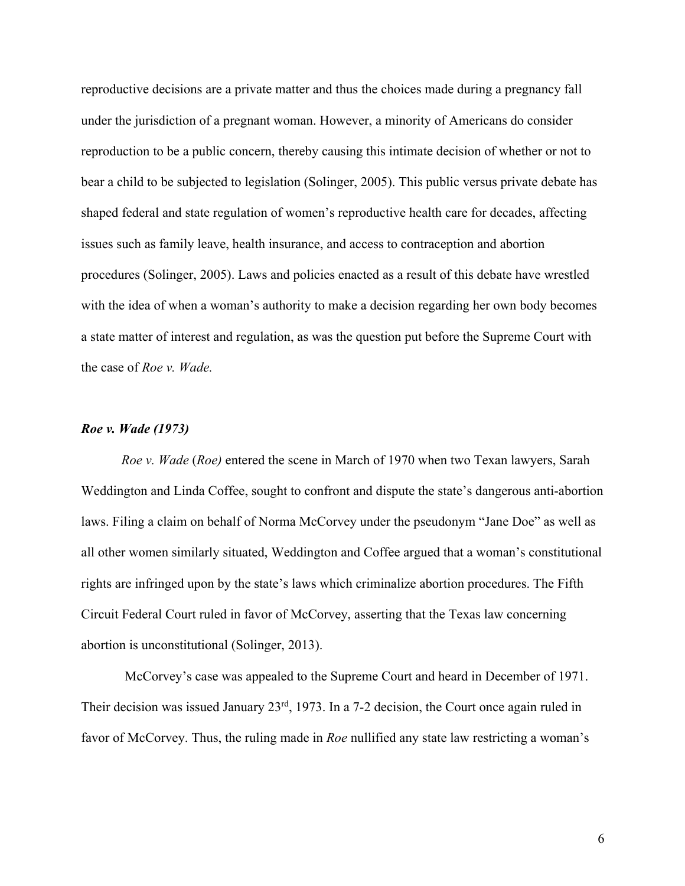reproductive decisions are a private matter and thus the choices made during a pregnancy fall under the jurisdiction of a pregnant woman. However, a minority of Americans do consider reproduction to be a public concern, thereby causing this intimate decision of whether or not to bear a child to be subjected to legislation (Solinger, 2005). This public versus private debate has shaped federal and state regulation of women's reproductive health care for decades, affecting issues such as family leave, health insurance, and access to contraception and abortion procedures (Solinger, 2005). Laws and policies enacted as a result of this debate have wrestled with the idea of when a woman's authority to make a decision regarding her own body becomes a state matter of interest and regulation, as was the question put before the Supreme Court with the case of *Roe v. Wade.*

### ***Roe v. Wade (1973)***

*Roe v. Wade* (*Roe)* entered the scene in March of 1970 when two Texan lawyers, Sarah Weddington and Linda Coffee, sought to confront and dispute the state's dangerous anti-abortion laws. Filing a claim on behalf of Norma McCorvey under the pseudonym "Jane Doe" as well as all other women similarly situated, Weddington and Coffee argued that a woman's constitutional rights are infringed upon by the state's laws which criminalize abortion procedures. The Fifth Circuit Federal Court ruled in favor of McCorvey, asserting that the Texas law concerning abortion is unconstitutional (Solinger, 2013).

McCorvey's case was appealed to the Supreme Court and heard in December of 1971. Their decision was issued January 23rd, 1973. In a 7-2 decision, the Court once again ruled in favor of McCorvey. Thus, the ruling made in *Roe* nullified any state law restricting a woman's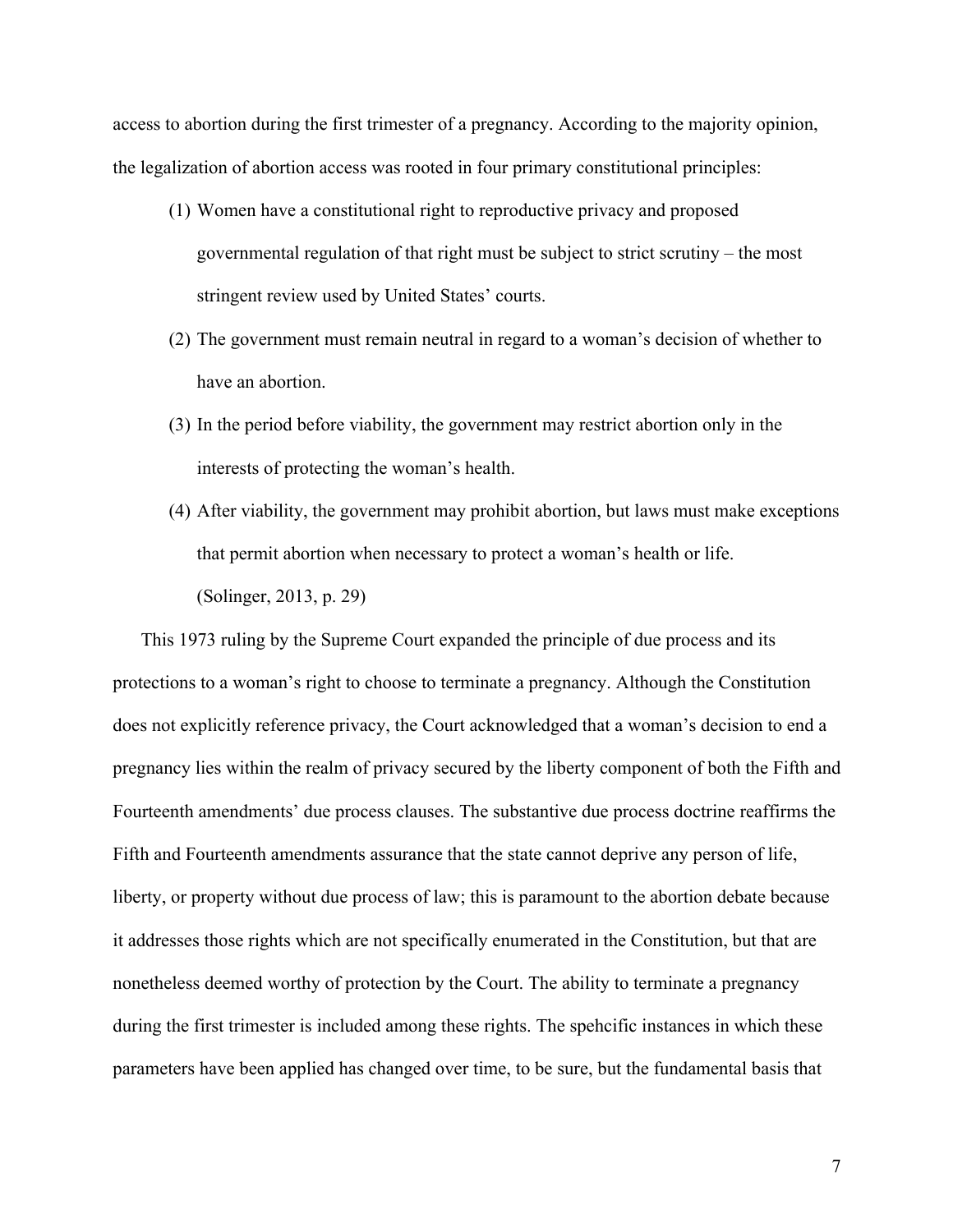access to abortion during the first trimester of a pregnancy. According to the majority opinion, the legalization of abortion access was rooted in four primary constitutional principles:

(1) Women have a constitutional right to reproductive privacy and proposed governmental regulation of that right must be subject to strict scrutiny – the most stringent review used by United States' courts.

(2) The government must remain neutral in regard to a woman's decision of whether to have an abortion.

(3) In the period before viability, the government may restrict abortion only in the interests of protecting the woman's health.

(4) After viability, the government may prohibit abortion, but laws must make exceptions that permit abortion when necessary to protect a woman's health or life.

(Solinger, 2013, p. 29)

This 1973 ruling by the Supreme Court expanded the principle of due process and its protections to a woman's right to choose to terminate a pregnancy. Although the Constitution does not explicitly reference privacy, the Court acknowledged that a woman's decision to end a pregnancy lies within the realm of privacy secured by the liberty component of both the Fifth and Fourteenth amendments' due process clauses. The substantive due process doctrine reaffirms the Fifth and Fourteenth amendments assurance that the state cannot deprive any person of life, liberty, or property without due process of law; this is paramount to the abortion debate because it addresses those rights which are not specifically enumerated in the Constitution, but that are nonetheless deemed worthy of protection by the Court. The ability to terminate a pregnancy during the first trimester is included among these rights. The spehcific instances in which these parameters have been applied has changed over time, to be sure, but the fundamental basis that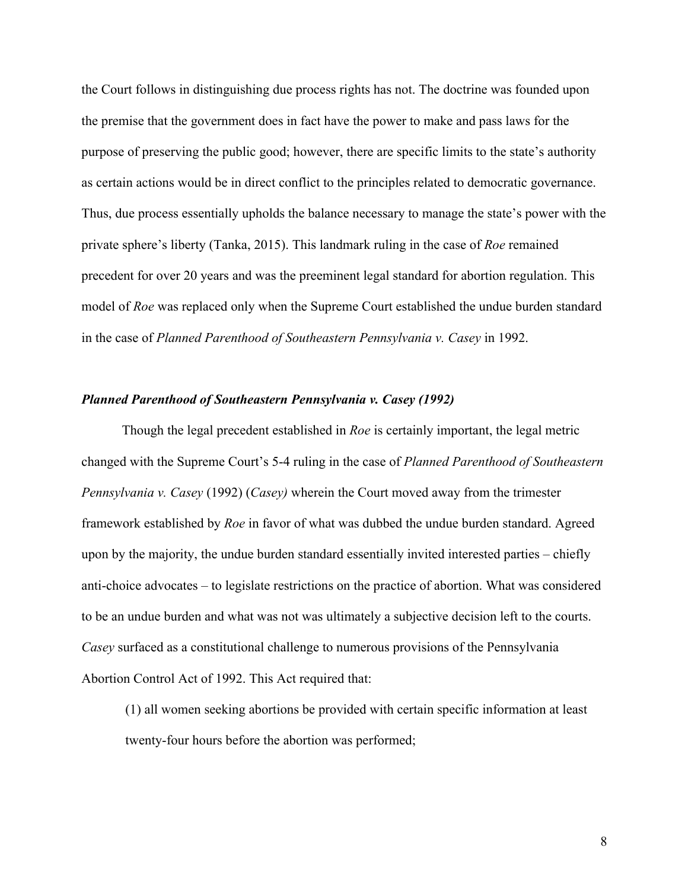the Court follows in distinguishing due process rights has not. The doctrine was founded upon the premise that the government does in fact have the power to make and pass laws for the purpose of preserving the public good; however, there are specific limits to the state's authority as certain actions would be in direct conflict to the principles related to democratic governance. Thus, due process essentially upholds the balance necessary to manage the state's power with the private sphere's liberty (Tanka, 2015). This landmark ruling in the case of *Roe* remained precedent for over 20 years and was the preeminent legal standard for abortion regulation. This model of *Roe* was replaced only when the Supreme Court established the undue burden standard in the case of *Planned Parenthood of Southeastern Pennsylvania v. Casey* in 1992.

### ***Planned Parenthood of Southeastern Pennsylvania v. Casey (1992)***

Though the legal precedent established in *Roe* is certainly important, the legal metric changed with the Supreme Court's 5-4 ruling in the case of *Planned Parenthood of Southeastern Pennsylvania v. Casey* (1992) (*Casey)* wherein the Court moved away from the trimester framework established by *Roe* in favor of what was dubbed the undue burden standard. Agreed upon by the majority, the undue burden standard essentially invited interested parties – chiefly anti-choice advocates – to legislate restrictions on the practice of abortion. What was considered to be an undue burden and what was not was ultimately a subjective decision left to the courts. *Casey* surfaced as a constitutional challenge to numerous provisions of the Pennsylvania Abortion Control Act of 1992. This Act required that:

> (1) all women seeking abortions be provided with certain specific information at least twenty-four hours before the abortion was performed;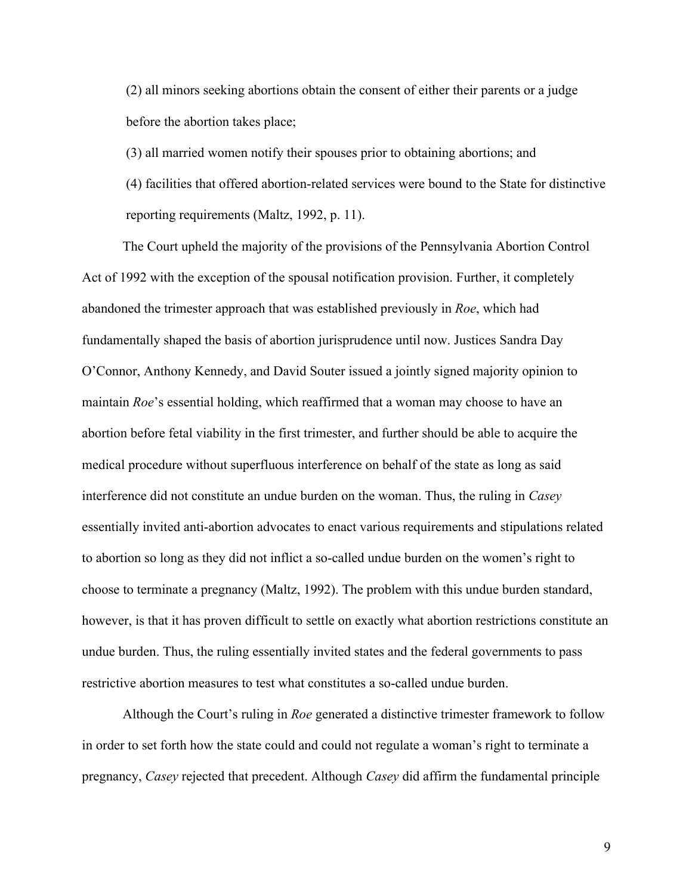(2) all minors seeking abortions obtain the consent of either their parents or a judge before the abortion takes place;

(3) all married women notify their spouses prior to obtaining abortions; and

(4) facilities that offered abortion-related services were bound to the State for distinctive reporting requirements (Maltz, 1992, p. 11).

The Court upheld the majority of the provisions of the Pennsylvania Abortion Control Act of 1992 with the exception of the spousal notification provision. Further, it completely abandoned the trimester approach that was established previously in *Roe*, which had fundamentally shaped the basis of abortion jurisprudence until now. Justices Sandra Day O'Connor, Anthony Kennedy, and David Souter issued a jointly signed majority opinion to maintain *Roe*'s essential holding, which reaffirmed that a woman may choose to have an abortion before fetal viability in the first trimester, and further should be able to acquire the medical procedure without superfluous interference on behalf of the state as long as said interference did not constitute an undue burden on the woman. Thus, the ruling in *Casey* essentially invited anti-abortion advocates to enact various requirements and stipulations related to abortion so long as they did not inflict a so-called undue burden on the women's right to choose to terminate a pregnancy (Maltz, 1992). The problem with this undue burden standard, however, is that it has proven difficult to settle on exactly what abortion restrictions constitute an undue burden. Thus, the ruling essentially invited states and the federal governments to pass restrictive abortion measures to test what constitutes a so-called undue burden.

Although the Court's ruling in *Roe* generated a distinctive trimester framework to follow in order to set forth how the state could and could not regulate a woman's right to terminate a pregnancy, *Casey* rejected that precedent. Although *Casey* did affirm the fundamental principle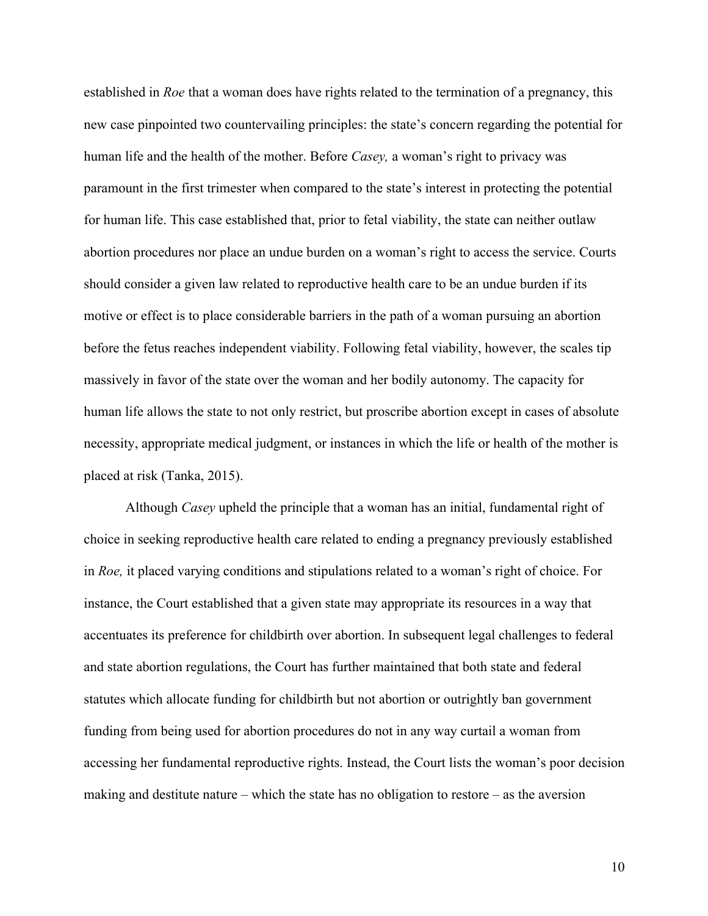established in *Roe* that a woman does have rights related to the termination of a pregnancy, this new case pinpointed two countervailing principles: the state's concern regarding the potential for human life and the health of the mother. Before *Casey,* a woman's right to privacy was paramount in the first trimester when compared to the state's interest in protecting the potential for human life. This case established that, prior to fetal viability, the state can neither outlaw abortion procedures nor place an undue burden on a woman's right to access the service. Courts should consider a given law related to reproductive health care to be an undue burden if its motive or effect is to place considerable barriers in the path of a woman pursuing an abortion before the fetus reaches independent viability. Following fetal viability, however, the scales tip massively in favor of the state over the woman and her bodily autonomy. The capacity for human life allows the state to not only restrict, but proscribe abortion except in cases of absolute necessity, appropriate medical judgment, or instances in which the life or health of the mother is placed at risk (Tanka, 2015).

Although *Casey* upheld the principle that a woman has an initial, fundamental right of choice in seeking reproductive health care related to ending a pregnancy previously established in *Roe,* it placed varying conditions and stipulations related to a woman's right of choice. For instance, the Court established that a given state may appropriate its resources in a way that accentuates its preference for childbirth over abortion. In subsequent legal challenges to federal and state abortion regulations, the Court has further maintained that both state and federal statutes which allocate funding for childbirth but not abortion or outrightly ban government funding from being used for abortion procedures do not in any way curtail a woman from accessing her fundamental reproductive rights. Instead, the Court lists the woman's poor decision making and destitute nature – which the state has no obligation to restore – as the aversion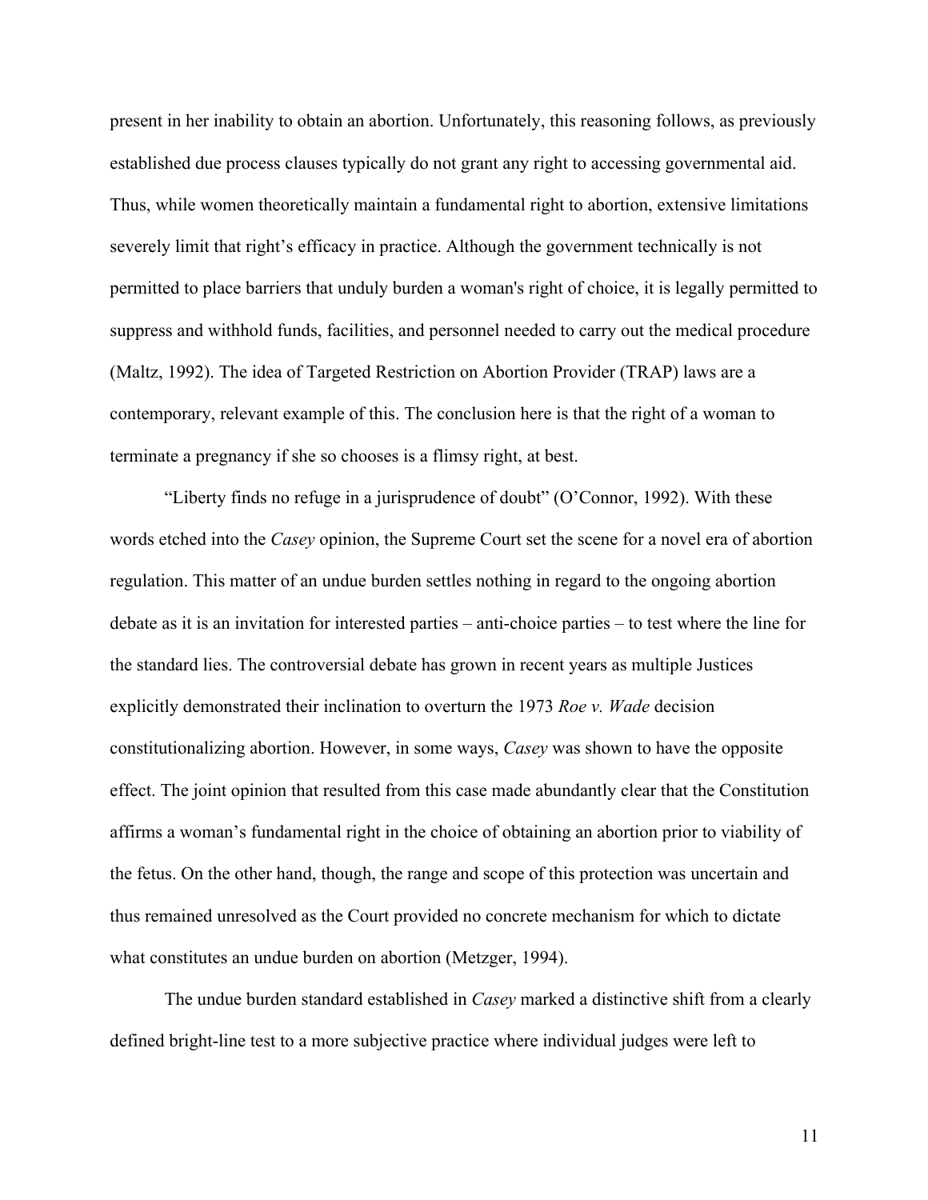present in her inability to obtain an abortion. Unfortunately, this reasoning follows, as previously established due process clauses typically do not grant any right to accessing governmental aid. Thus, while women theoretically maintain a fundamental right to abortion, extensive limitations severely limit that right's efficacy in practice. Although the government technically is not permitted to place barriers that unduly burden a woman's right of choice, it is legally permitted to suppress and withhold funds, facilities, and personnel needed to carry out the medical procedure (Maltz, 1992). The idea of Targeted Restriction on Abortion Provider (TRAP) laws are a contemporary, relevant example of this. The conclusion here is that the right of a woman to terminate a pregnancy if she so chooses is a flimsy right, at best.

"Liberty finds no refuge in a jurisprudence of doubt" (O'Connor, 1992). With these words etched into the *Casey* opinion, the Supreme Court set the scene for a novel era of abortion regulation. This matter of an undue burden settles nothing in regard to the ongoing abortion debate as it is an invitation for interested parties – anti-choice parties – to test where the line for the standard lies. The controversial debate has grown in recent years as multiple Justices explicitly demonstrated their inclination to overturn the 1973 *Roe v. Wade* decision constitutionalizing abortion. However, in some ways, *Casey* was shown to have the opposite effect. The joint opinion that resulted from this case made abundantly clear that the Constitution affirms a woman's fundamental right in the choice of obtaining an abortion prior to viability of the fetus. On the other hand, though, the range and scope of this protection was uncertain and thus remained unresolved as the Court provided no concrete mechanism for which to dictate what constitutes an undue burden on abortion (Metzger, 1994).

The undue burden standard established in *Casey* marked a distinctive shift from a clearly defined bright-line test to a more subjective practice where individual judges were left to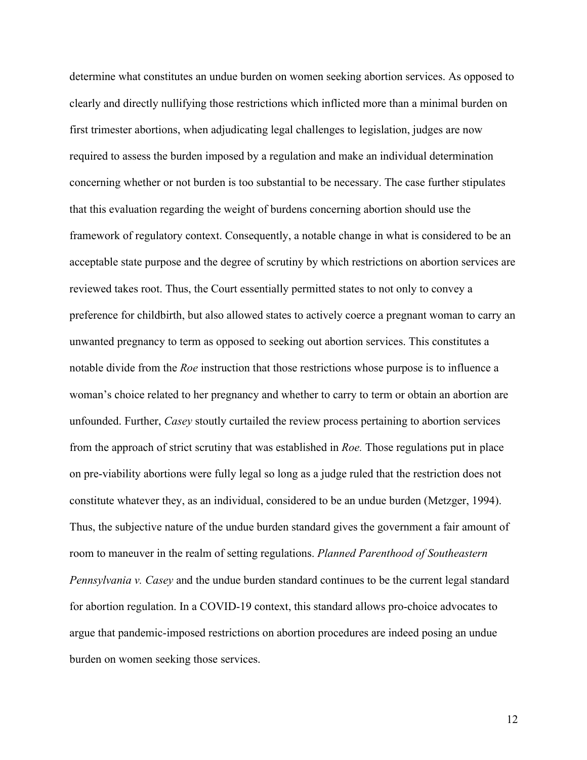determine what constitutes an undue burden on women seeking abortion services. As opposed to clearly and directly nullifying those restrictions which inflicted more than a minimal burden on first trimester abortions, when adjudicating legal challenges to legislation, judges are now required to assess the burden imposed by a regulation and make an individual determination concerning whether or not burden is too substantial to be necessary. The case further stipulates that this evaluation regarding the weight of burdens concerning abortion should use the framework of regulatory context. Consequently, a notable change in what is considered to be an acceptable state purpose and the degree of scrutiny by which restrictions on abortion services are reviewed takes root. Thus, the Court essentially permitted states to not only to convey a preference for childbirth, but also allowed states to actively coerce a pregnant woman to carry an unwanted pregnancy to term as opposed to seeking out abortion services. This constitutes a notable divide from the *Roe* instruction that those restrictions whose purpose is to influence a woman's choice related to her pregnancy and whether to carry to term or obtain an abortion are unfounded. Further, *Casey* stoutly curtailed the review process pertaining to abortion services from the approach of strict scrutiny that was established in *Roe.* Those regulations put in place on pre-viability abortions were fully legal so long as a judge ruled that the restriction does not constitute whatever they, as an individual, considered to be an undue burden (Metzger, 1994). Thus, the subjective nature of the undue burden standard gives the government a fair amount of room to maneuver in the realm of setting regulations. *Planned Parenthood of Southeastern Pennsylvania v. Casey* and the undue burden standard continues to be the current legal standard for abortion regulation. In a COVID-19 context, this standard allows pro-choice advocates to argue that pandemic-imposed restrictions on abortion procedures are indeed posing an undue burden on women seeking those services.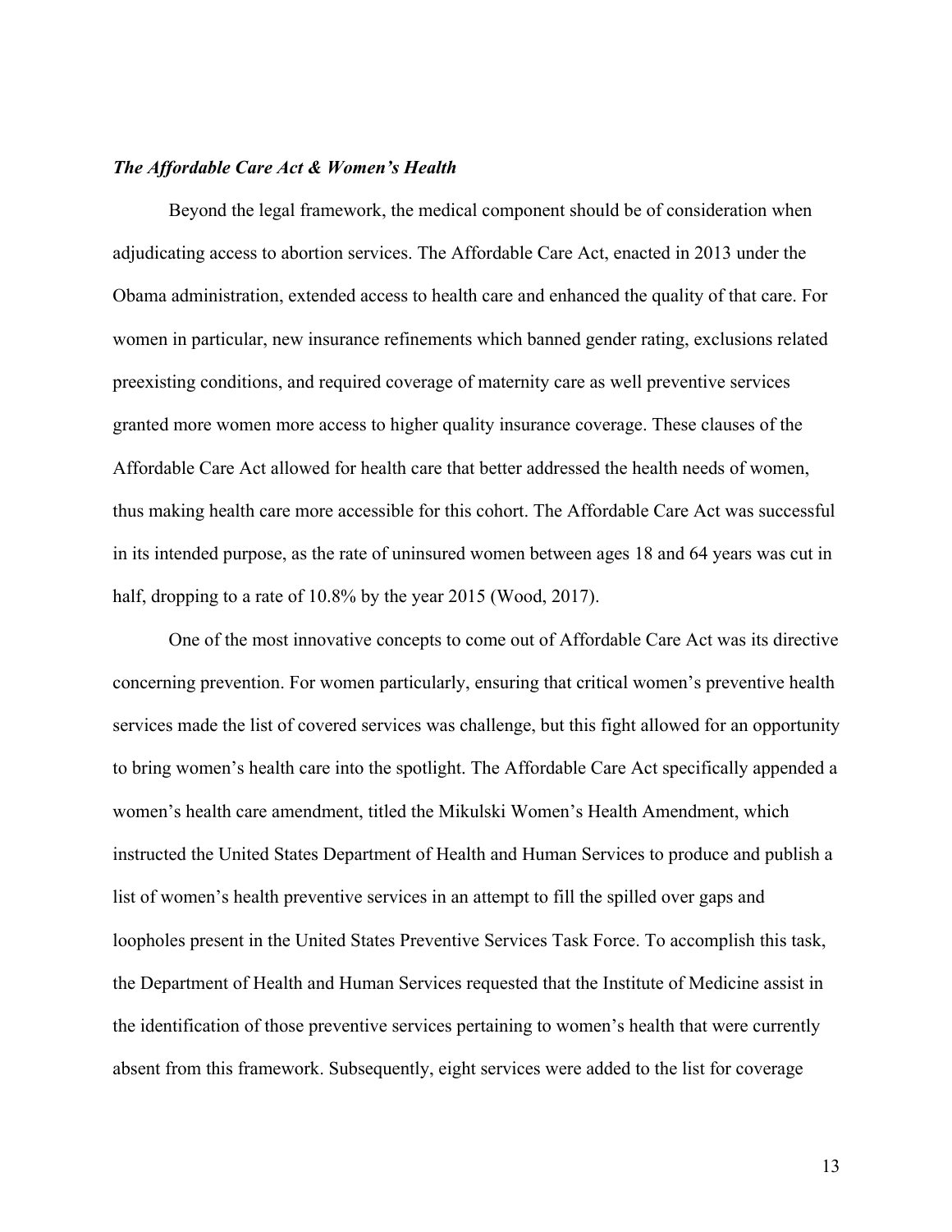### *The Affordable Care Act & Women's Health*

Beyond the legal framework, the medical component should be of consideration when adjudicating access to abortion services. The Affordable Care Act, enacted in 2013 under the Obama administration, extended access to health care and enhanced the quality of that care. For women in particular, new insurance refinements which banned gender rating, exclusions related preexisting conditions, and required coverage of maternity care as well preventive services granted more women more access to higher quality insurance coverage. These clauses of the Affordable Care Act allowed for health care that better addressed the health needs of women, thus making health care more accessible for this cohort. The Affordable Care Act was successful in its intended purpose, as the rate of uninsured women between ages 18 and 64 years was cut in half, dropping to a rate of 10.8% by the year 2015 (Wood, 2017).

One of the most innovative concepts to come out of Affordable Care Act was its directive concerning prevention. For women particularly, ensuring that critical women's preventive health services made the list of covered services was challenge, but this fight allowed for an opportunity to bring women's health care into the spotlight. The Affordable Care Act specifically appended a women's health care amendment, titled the Mikulski Women's Health Amendment, which instructed the United States Department of Health and Human Services to produce and publish a list of women's health preventive services in an attempt to fill the spilled over gaps and loopholes present in the United States Preventive Services Task Force. To accomplish this task, the Department of Health and Human Services requested that the Institute of Medicine assist in the identification of those preventive services pertaining to women's health that were currently absent from this framework. Subsequently, eight services were added to the list for coverage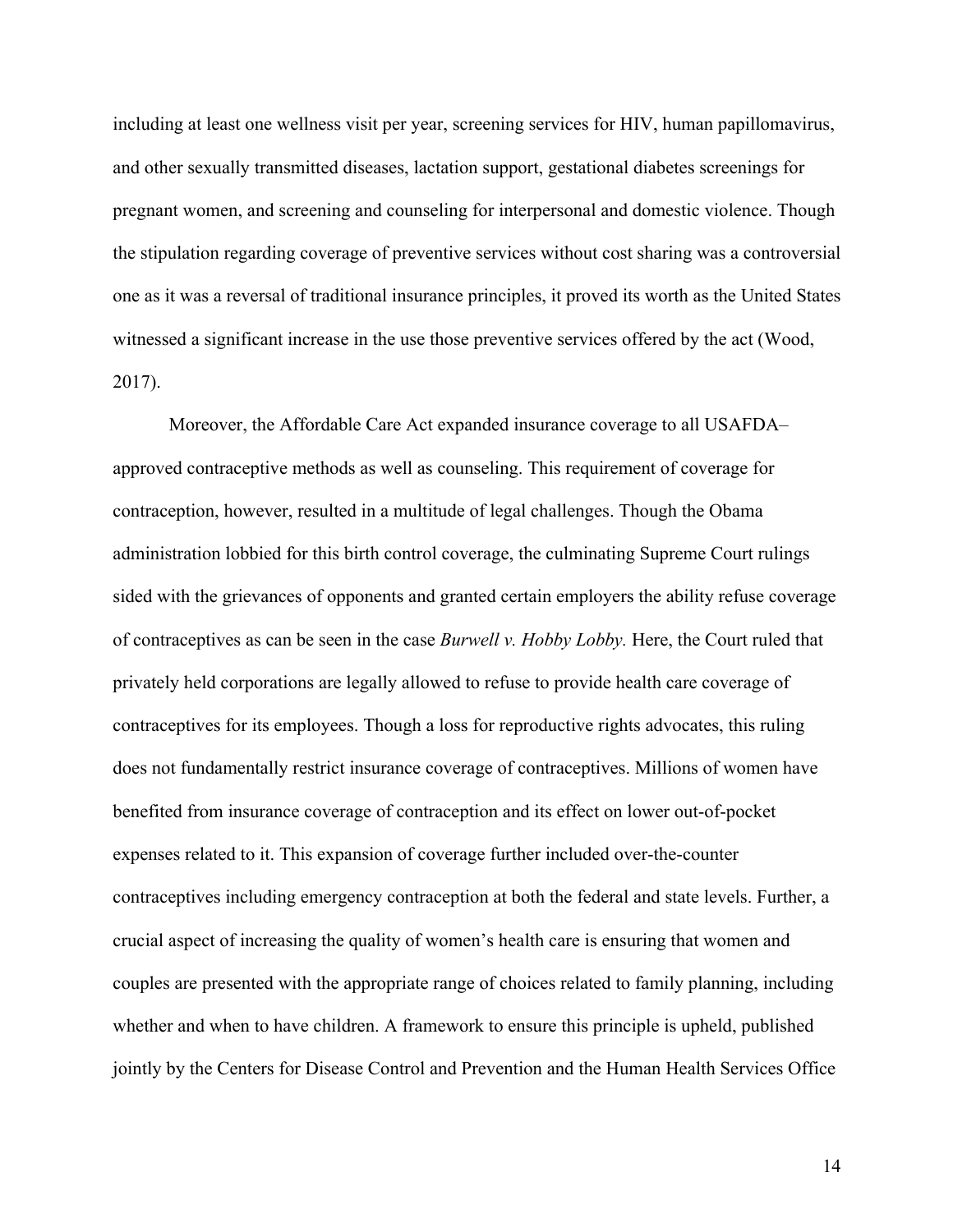including at least one wellness visit per year, screening services for HIV, human papillomavirus, and other sexually transmitted diseases, lactation support, gestational diabetes screenings for pregnant women, and screening and counseling for interpersonal and domestic violence. Though the stipulation regarding coverage of preventive services without cost sharing was a controversial one as it was a reversal of traditional insurance principles, it proved its worth as the United States witnessed a significant increase in the use those preventive services offered by the act (Wood, 2017).

Moreover, the Affordable Care Act expanded insurance coverage to all USAFDA–approved contraceptive methods as well as counseling. This requirement of coverage for contraception, however, resulted in a multitude of legal challenges. Though the Obama administration lobbied for this birth control coverage, the culminating Supreme Court rulings sided with the grievances of opponents and granted certain employers the ability refuse coverage of contraceptives as can be seen in the case *Burwell v. Hobby Lobby.* Here, the Court ruled that privately held corporations are legally allowed to refuse to provide health care coverage of contraceptives for its employees. Though a loss for reproductive rights advocates, this ruling does not fundamentally restrict insurance coverage of contraceptives. Millions of women have benefited from insurance coverage of contraception and its effect on lower out-of-pocket expenses related to it. This expansion of coverage further included over-the-counter contraceptives including emergency contraception at both the federal and state levels. Further, a crucial aspect of increasing the quality of women's health care is ensuring that women and couples are presented with the appropriate range of choices related to family planning, including whether and when to have children. A framework to ensure this principle is upheld, published jointly by the Centers for Disease Control and Prevention and the Human Health Services Office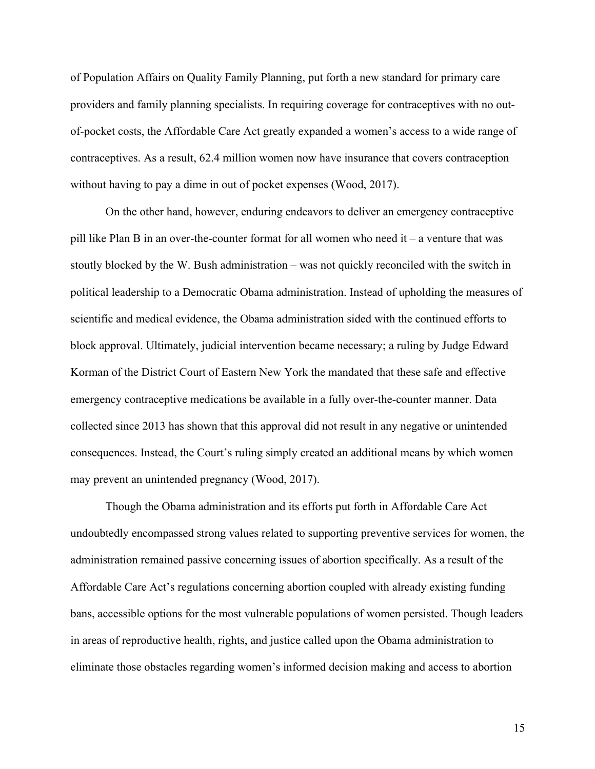of Population Affairs on Quality Family Planning, put forth a new standard for primary care providers and family planning specialists. In requiring coverage for contraceptives with no out-of-pocket costs, the Affordable Care Act greatly expanded a women's access to a wide range of contraceptives. As a result, 62.4 million women now have insurance that covers contraception without having to pay a dime in out of pocket expenses (Wood, 2017).

On the other hand, however, enduring endeavors to deliver an emergency contraceptive pill like Plan B in an over-the-counter format for all women who need it – a venture that was stoutly blocked by the W. Bush administration – was not quickly reconciled with the switch in political leadership to a Democratic Obama administration. Instead of upholding the measures of scientific and medical evidence, the Obama administration sided with the continued efforts to block approval. Ultimately, judicial intervention became necessary; a ruling by Judge Edward Korman of the District Court of Eastern New York the mandated that these safe and effective emergency contraceptive medications be available in a fully over-the-counter manner. Data collected since 2013 has shown that this approval did not result in any negative or unintended consequences. Instead, the Court's ruling simply created an additional means by which women may prevent an unintended pregnancy (Wood, 2017).

Though the Obama administration and its efforts put forth in Affordable Care Act undoubtedly encompassed strong values related to supporting preventive services for women, the administration remained passive concerning issues of abortion specifically. As a result of the Affordable Care Act's regulations concerning abortion coupled with already existing funding bans, accessible options for the most vulnerable populations of women persisted. Though leaders in areas of reproductive health, rights, and justice called upon the Obama administration to eliminate those obstacles regarding women's informed decision making and access to abortion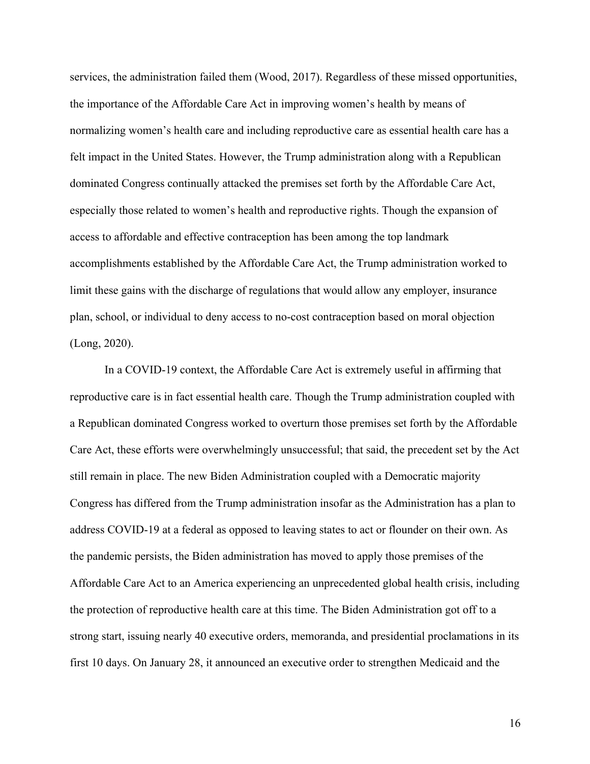services, the administration failed them (Wood, 2017). Regardless of these missed opportunities, the importance of the Affordable Care Act in improving women's health by means of normalizing women's health care and including reproductive care as essential health care has a felt impact in the United States. However, the Trump administration along with a Republican dominated Congress continually attacked the premises set forth by the Affordable Care Act, especially those related to women's health and reproductive rights. Though the expansion of access to affordable and effective contraception has been among the top landmark accomplishments established by the Affordable Care Act, the Trump administration worked to limit these gains with the discharge of regulations that would allow any employer, insurance plan, school, or individual to deny access to no-cost contraception based on moral objection (Long, 2020).

In a COVID-19 context, the Affordable Care Act is extremely useful in affirming that reproductive care is in fact essential health care. Though the Trump administration coupled with a Republican dominated Congress worked to overturn those premises set forth by the Affordable Care Act, these efforts were overwhelmingly unsuccessful; that said, the precedent set by the Act still remain in place. The new Biden Administration coupled with a Democratic majority Congress has differed from the Trump administration insofar as the Administration has a plan to address COVID-19 at a federal as opposed to leaving states to act or flounder on their own. As the pandemic persists, the Biden administration has moved to apply those premises of the Affordable Care Act to an America experiencing an unprecedented global health crisis, including the protection of reproductive health care at this time. The Biden Administration got off to a strong start, issuing nearly 40 executive orders, memoranda, and presidential proclamations in its first 10 days. On January 28, it announced an executive order to strengthen Medicaid and the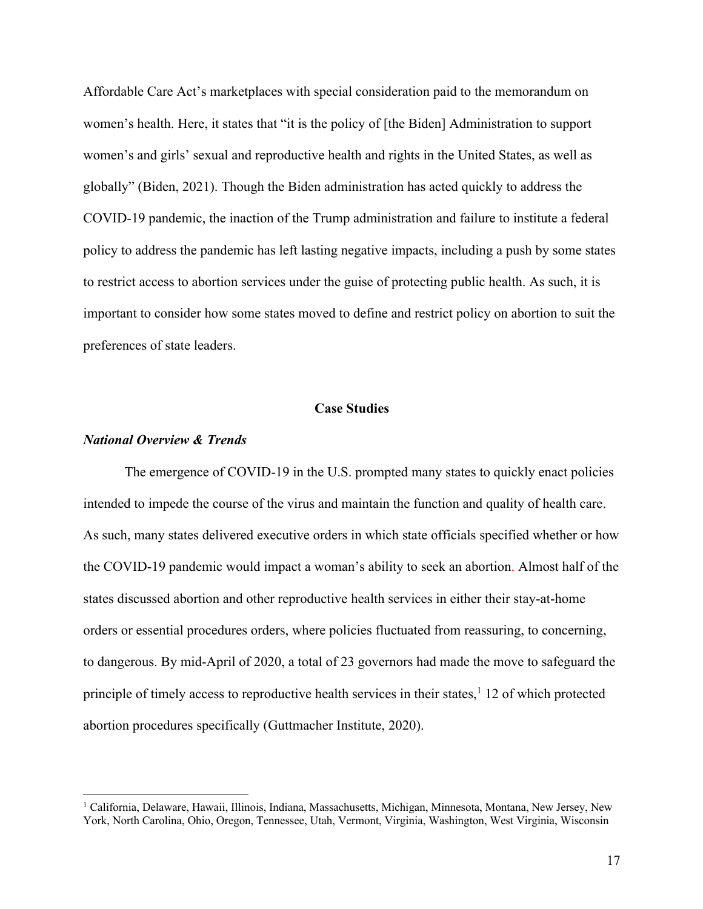Affordable Care Act's marketplaces with special consideration paid to the memorandum on women's health. Here, it states that "it is the policy of [the Biden] Administration to support women's and girls' sexual and reproductive health and rights in the United States, as well as globally" (Biden, 2021). Though the Biden administration has acted quickly to address the COVID-19 pandemic, the inaction of the Trump administration and failure to institute a federal policy to address the pandemic has left lasting negative impacts, including a push by some states to restrict access to abortion services under the guise of protecting public health. As such, it is important to consider how some states moved to define and restrict policy on abortion to suit the preferences of state leaders.

## Case Studies

### *National Overview & Trends*

The emergence of COVID-19 in the U.S. prompted many states to quickly enact policies intended to impede the course of the virus and maintain the function and quality of health care. As such, many states delivered executive orders in which state officials specified whether or how the COVID-19 pandemic would impact a woman's ability to seek an abortion. Almost half of the states discussed abortion and other reproductive health services in either their stay-at-home orders or essential procedures orders, where policies fluctuated from reassuring, to concerning, to dangerous. By mid-April of 2020, a total of 23 governors had made the move to safeguard the principle of timely access to reproductive health services in their states,[1] 12 of which protected abortion procedures specifically (Guttmacher Institute, 2020).

[1] California, Delaware, Hawaii, Illinois, Indiana, Massachusetts, Michigan, Minnesota, Montana, New Jersey, New York, North Carolina, Ohio, Oregon, Tennessee, Utah, Vermont, Virginia, Washington, West Virginia, Wisconsin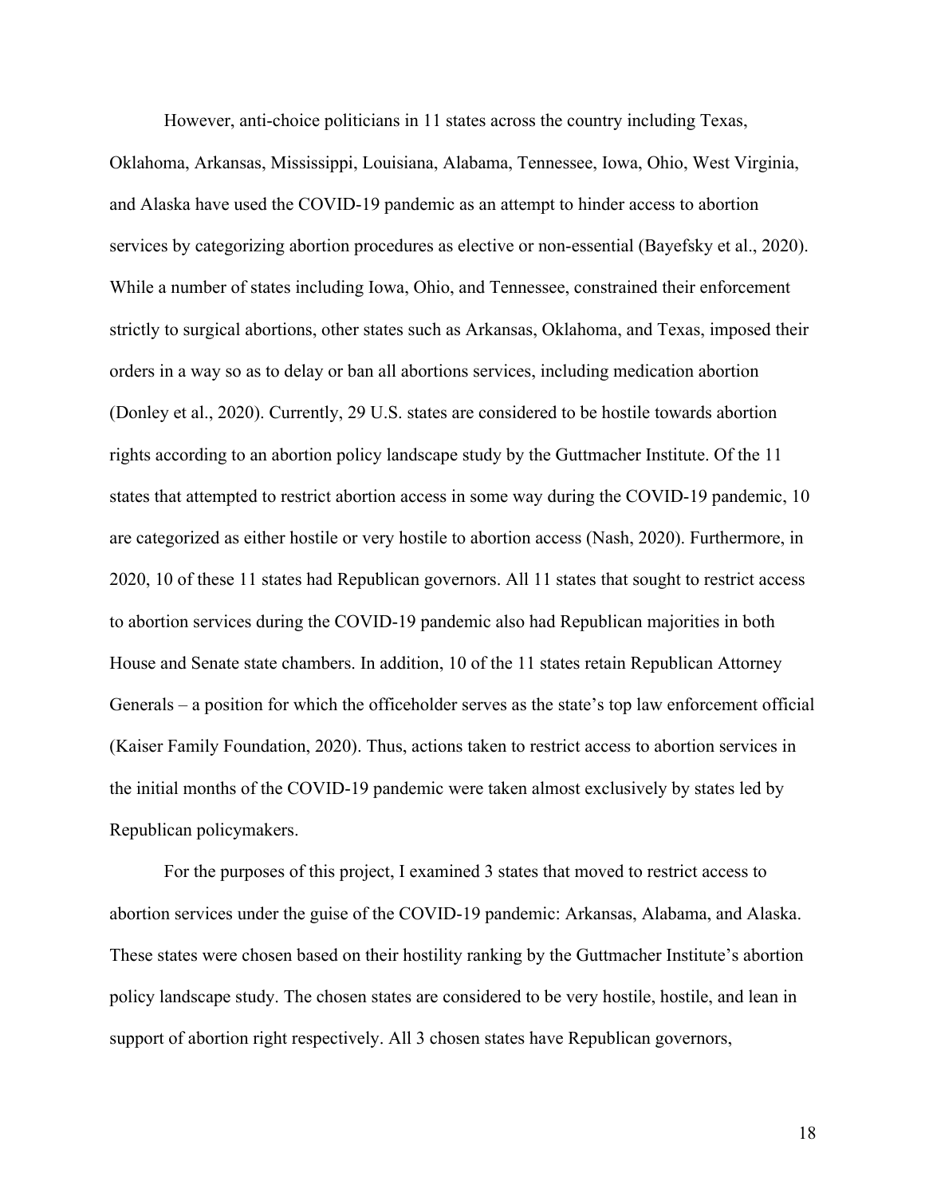However, anti-choice politicians in 11 states across the country including Texas, Oklahoma, Arkansas, Mississippi, Louisiana, Alabama, Tennessee, Iowa, Ohio, West Virginia, and Alaska have used the COVID-19 pandemic as an attempt to hinder access to abortion services by categorizing abortion procedures as elective or non-essential (Bayefsky et al., 2020). While a number of states including Iowa, Ohio, and Tennessee, constrained their enforcement strictly to surgical abortions, other states such as Arkansas, Oklahoma, and Texas, imposed their orders in a way so as to delay or ban all abortions services, including medication abortion (Donley et al., 2020). Currently, 29 U.S. states are considered to be hostile towards abortion rights according to an abortion policy landscape study by the Guttmacher Institute. Of the 11 states that attempted to restrict abortion access in some way during the COVID-19 pandemic, 10 are categorized as either hostile or very hostile to abortion access (Nash, 2020). Furthermore, in 2020, 10 of these 11 states had Republican governors. All 11 states that sought to restrict access to abortion services during the COVID-19 pandemic also had Republican majorities in both House and Senate state chambers. In addition, 10 of the 11 states retain Republican Attorney Generals – a position for which the officeholder serves as the state's top law enforcement official (Kaiser Family Foundation, 2020). Thus, actions taken to restrict access to abortion services in the initial months of the COVID-19 pandemic were taken almost exclusively by states led by Republican policymakers.

For the purposes of this project, I examined 3 states that moved to restrict access to abortion services under the guise of the COVID-19 pandemic: Arkansas, Alabama, and Alaska. These states were chosen based on their hostility ranking by the Guttmacher Institute's abortion policy landscape study. The chosen states are considered to be very hostile, hostile, and lean in support of abortion right respectively. All 3 chosen states have Republican governors,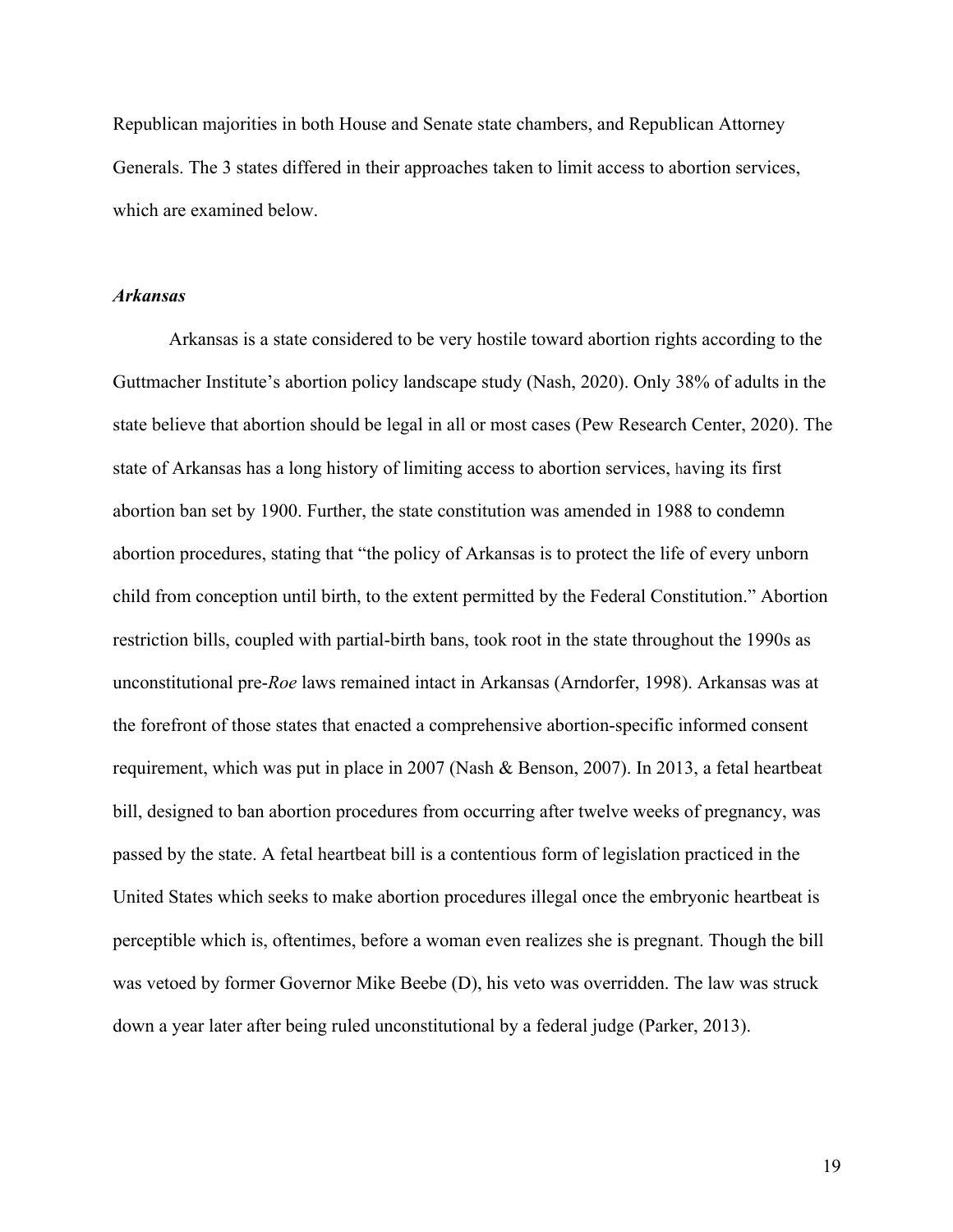Republican majorities in both House and Senate state chambers, and Republican Attorney Generals. The 3 states differed in their approaches taken to limit access to abortion services, which are examined below.

### *Arkansas*

Arkansas is a state considered to be very hostile toward abortion rights according to the Guttmacher Institute's abortion policy landscape study (Nash, 2020). Only 38% of adults in the state believe that abortion should be legal in all or most cases (Pew Research Center, 2020). The state of Arkansas has a long history of limiting access to abortion services, having its first abortion ban set by 1900. Further, the state constitution was amended in 1988 to condemn abortion procedures, stating that "the policy of Arkansas is to protect the life of every unborn child from conception until birth, to the extent permitted by the Federal Constitution." Abortion restriction bills, coupled with partial-birth bans, took root in the state throughout the 1990s as unconstitutional pre-*Roe* laws remained intact in Arkansas (Arndorfer, 1998). Arkansas was at the forefront of those states that enacted a comprehensive abortion-specific informed consent requirement, which was put in place in 2007 (Nash & Benson, 2007). In 2013, a fetal heartbeat bill, designed to ban abortion procedures from occurring after twelve weeks of pregnancy, was passed by the state. A fetal heartbeat bill is a contentious form of legislation practiced in the United States which seeks to make abortion procedures illegal once the embryonic heartbeat is perceptible which is, oftentimes, before a woman even realizes she is pregnant. Though the bill was vetoed by former Governor Mike Beebe (D), his veto was overridden. The law was struck down a year later after being ruled unconstitutional by a federal judge (Parker, 2013).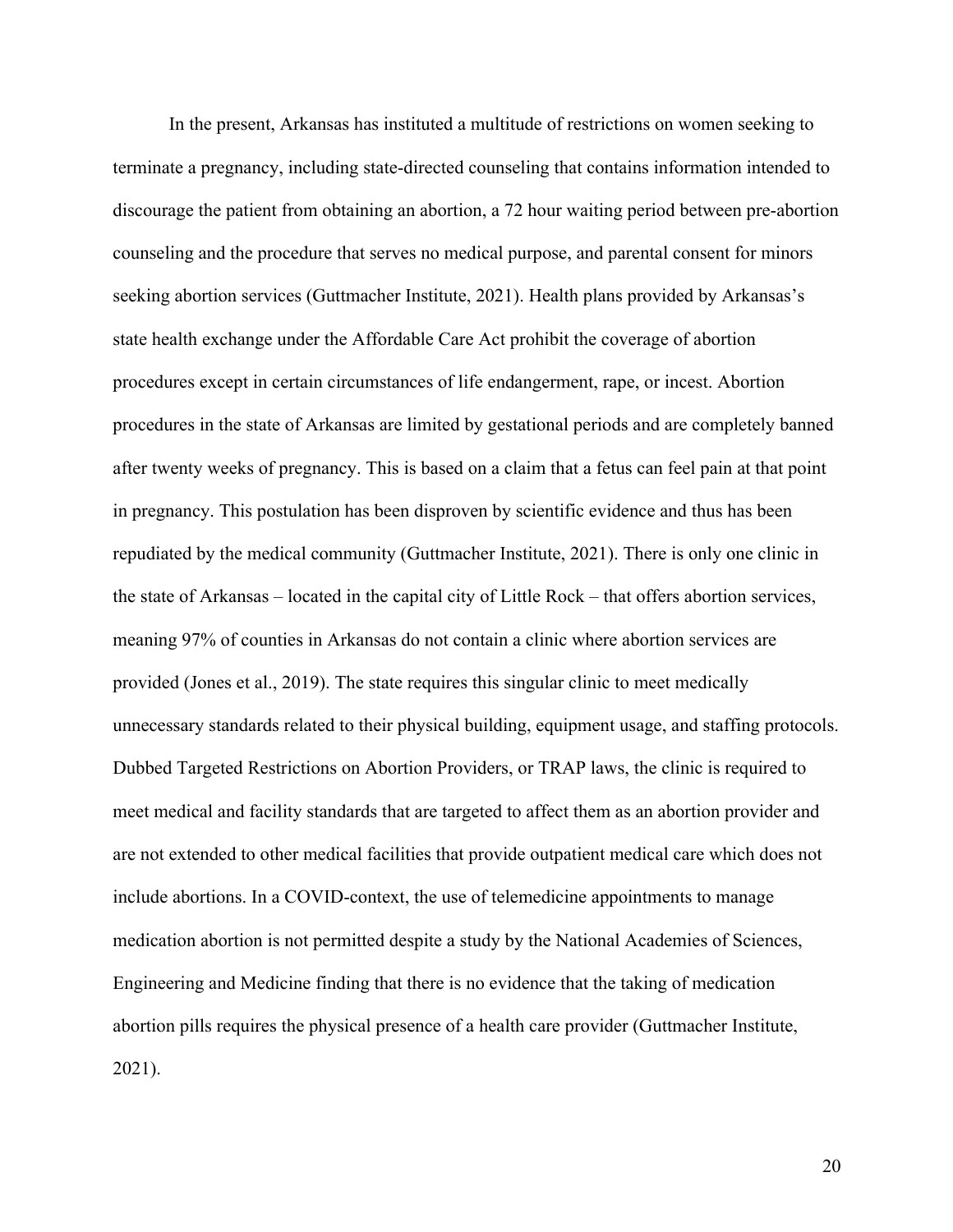In the present, Arkansas has instituted a multitude of restrictions on women seeking to terminate a pregnancy, including state-directed counseling that contains information intended to discourage the patient from obtaining an abortion, a 72 hour waiting period between pre-abortion counseling and the procedure that serves no medical purpose, and parental consent for minors seeking abortion services (Guttmacher Institute, 2021). Health plans provided by Arkansas's state health exchange under the Affordable Care Act prohibit the coverage of abortion procedures except in certain circumstances of life endangerment, rape, or incest. Abortion procedures in the state of Arkansas are limited by gestational periods and are completely banned after twenty weeks of pregnancy. This is based on a claim that a fetus can feel pain at that point in pregnancy. This postulation has been disproven by scientific evidence and thus has been repudiated by the medical community (Guttmacher Institute, 2021). There is only one clinic in the state of Arkansas – located in the capital city of Little Rock – that offers abortion services, meaning 97% of counties in Arkansas do not contain a clinic where abortion services are provided (Jones et al., 2019). The state requires this singular clinic to meet medically unnecessary standards related to their physical building, equipment usage, and staffing protocols. Dubbed Targeted Restrictions on Abortion Providers, or TRAP laws, the clinic is required to meet medical and facility standards that are targeted to affect them as an abortion provider and are not extended to other medical facilities that provide outpatient medical care which does not include abortions. In a COVID-context, the use of telemedicine appointments to manage medication abortion is not permitted despite a study by the National Academies of Sciences, Engineering and Medicine finding that there is no evidence that the taking of medication abortion pills requires the physical presence of a health care provider (Guttmacher Institute, 2021).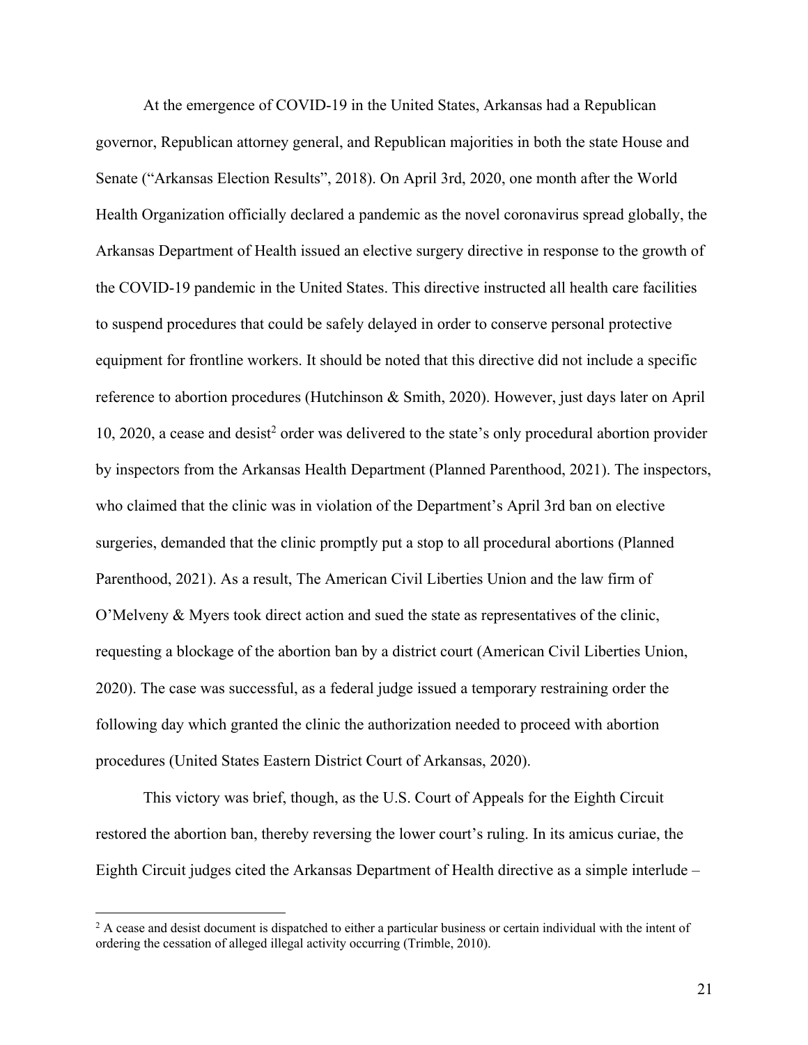At the emergence of COVID-19 in the United States, Arkansas had a Republican governor, Republican attorney general, and Republican majorities in both the state House and Senate ("Arkansas Election Results", 2018). On April 3rd, 2020, one month after the World Health Organization officially declared a pandemic as the novel coronavirus spread globally, the Arkansas Department of Health issued an elective surgery directive in response to the growth of the COVID-19 pandemic in the United States. This directive instructed all health care facilities to suspend procedures that could be safely delayed in order to conserve personal protective equipment for frontline workers. It should be noted that this directive did not include a specific reference to abortion procedures (Hutchinson & Smith, 2020). However, just days later on April 10, 2020, a cease and desist[2] order was delivered to the state's only procedural abortion provider by inspectors from the Arkansas Health Department (Planned Parenthood, 2021). The inspectors, who claimed that the clinic was in violation of the Department's April 3rd ban on elective surgeries, demanded that the clinic promptly put a stop to all procedural abortions (Planned Parenthood, 2021). As a result, The American Civil Liberties Union and the law firm of O'Melveny & Myers took direct action and sued the state as representatives of the clinic, requesting a blockage of the abortion ban by a district court (American Civil Liberties Union, 2020). The case was successful, as a federal judge issued a temporary restraining order the following day which granted the clinic the authorization needed to proceed with abortion procedures (United States Eastern District Court of Arkansas, 2020).

This victory was brief, though, as the U.S. Court of Appeals for the Eighth Circuit restored the abortion ban, thereby reversing the lower court's ruling. In its amicus curiae, the Eighth Circuit judges cited the Arkansas Department of Health directive as a simple interlude –

[2] A cease and desist document is dispatched to either a particular business or certain individual with the intent of ordering the cessation of alleged illegal activity occurring (Trimble, 2010).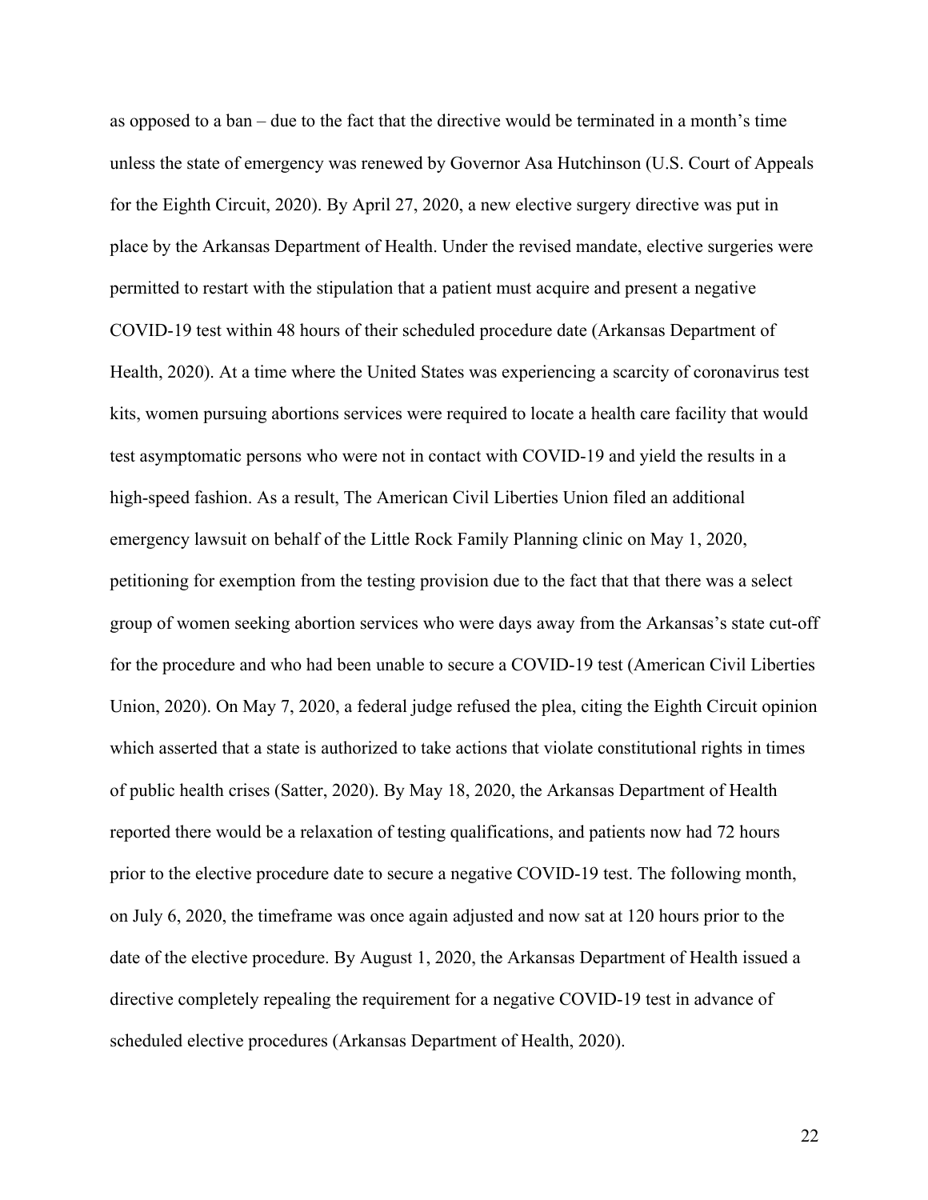as opposed to a ban – due to the fact that the directive would be terminated in a month's time unless the state of emergency was renewed by Governor Asa Hutchinson (U.S. Court of Appeals for the Eighth Circuit, 2020). By April 27, 2020, a new elective surgery directive was put in place by the Arkansas Department of Health. Under the revised mandate, elective surgeries were permitted to restart with the stipulation that a patient must acquire and present a negative COVID-19 test within 48 hours of their scheduled procedure date (Arkansas Department of Health, 2020). At a time where the United States was experiencing a scarcity of coronavirus test kits, women pursuing abortions services were required to locate a health care facility that would test asymptomatic persons who were not in contact with COVID-19 and yield the results in a high-speed fashion. As a result, The American Civil Liberties Union filed an additional emergency lawsuit on behalf of the Little Rock Family Planning clinic on May 1, 2020, petitioning for exemption from the testing provision due to the fact that that there was a select group of women seeking abortion services who were days away from the Arkansas's state cut-off for the procedure and who had been unable to secure a COVID-19 test (American Civil Liberties Union, 2020). On May 7, 2020, a federal judge refused the plea, citing the Eighth Circuit opinion which asserted that a state is authorized to take actions that violate constitutional rights in times of public health crises (Satter, 2020). By May 18, 2020, the Arkansas Department of Health reported there would be a relaxation of testing qualifications, and patients now had 72 hours prior to the elective procedure date to secure a negative COVID-19 test. The following month, on July 6, 2020, the timeframe was once again adjusted and now sat at 120 hours prior to the date of the elective procedure. By August 1, 2020, the Arkansas Department of Health issued a directive completely repealing the requirement for a negative COVID-19 test in advance of scheduled elective procedures (Arkansas Department of Health, 2020).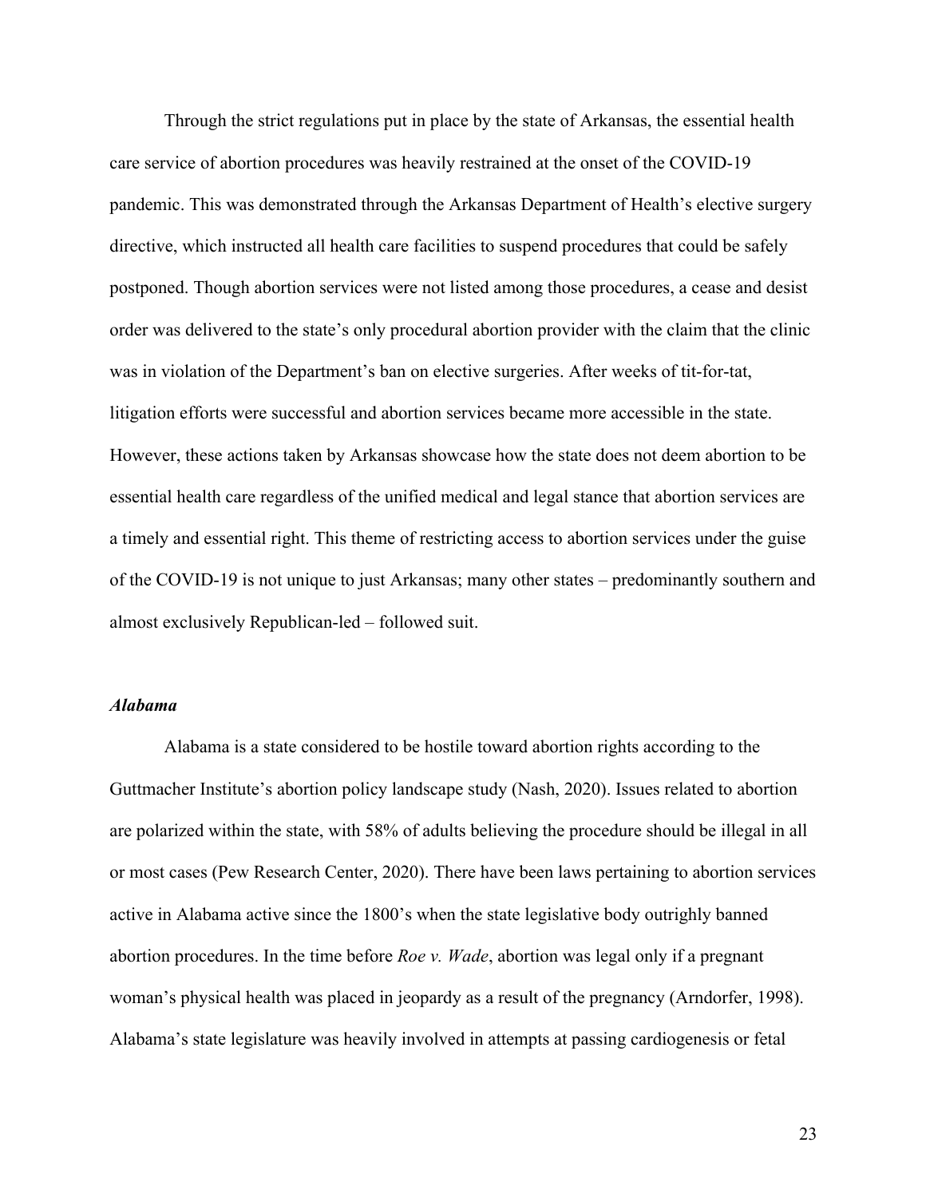Through the strict regulations put in place by the state of Arkansas, the essential health care service of abortion procedures was heavily restrained at the onset of the COVID-19 pandemic. This was demonstrated through the Arkansas Department of Health's elective surgery directive, which instructed all health care facilities to suspend procedures that could be safely postponed. Though abortion services were not listed among those procedures, a cease and desist order was delivered to the state's only procedural abortion provider with the claim that the clinic was in violation of the Department's ban on elective surgeries. After weeks of tit-for-tat, litigation efforts were successful and abortion services became more accessible in the state. However, these actions taken by Arkansas showcase how the state does not deem abortion to be essential health care regardless of the unified medical and legal stance that abortion services are a timely and essential right. This theme of restricting access to abortion services under the guise of the COVID-19 is not unique to just Arkansas; many other states – predominantly southern and almost exclusively Republican-led – followed suit.

### *Alabama*

Alabama is a state considered to be hostile toward abortion rights according to the Guttmacher Institute's abortion policy landscape study (Nash, 2020). Issues related to abortion are polarized within the state, with 58% of adults believing the procedure should be illegal in all or most cases (Pew Research Center, 2020). There have been laws pertaining to abortion services active in Alabama active since the 1800's when the state legislative body outrighly banned abortion procedures. In the time before *Roe v. Wade*, abortion was legal only if a pregnant woman's physical health was placed in jeopardy as a result of the pregnancy (Arndorfer, 1998). Alabama's state legislature was heavily involved in attempts at passing cardiogenesis or fetal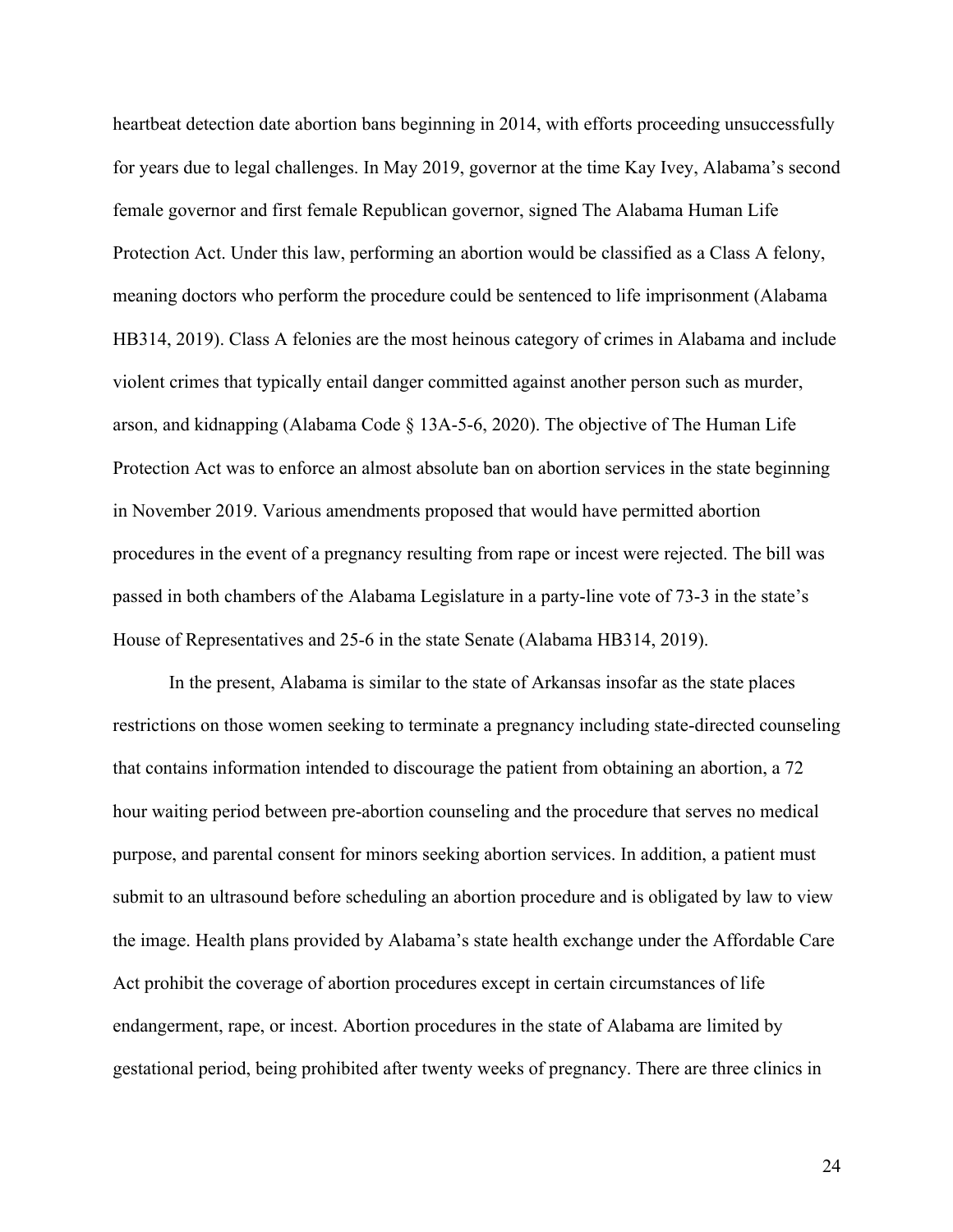heartbeat detection date abortion bans beginning in 2014, with efforts proceeding unsuccessfully for years due to legal challenges. In May 2019, governor at the time Kay Ivey, Alabama's second female governor and first female Republican governor, signed The Alabama Human Life Protection Act. Under this law, performing an abortion would be classified as a Class A felony, meaning doctors who perform the procedure could be sentenced to life imprisonment (Alabama HB314, 2019). Class A felonies are the most heinous category of crimes in Alabama and include violent crimes that typically entail danger committed against another person such as murder, arson, and kidnapping (Alabama Code § 13A-5-6, 2020). The objective of The Human Life Protection Act was to enforce an almost absolute ban on abortion services in the state beginning in November 2019. Various amendments proposed that would have permitted abortion procedures in the event of a pregnancy resulting from rape or incest were rejected. The bill was passed in both chambers of the Alabama Legislature in a party-line vote of 73-3 in the state's House of Representatives and 25-6 in the state Senate (Alabama HB314, 2019).

In the present, Alabama is similar to the state of Arkansas insofar as the state places restrictions on those women seeking to terminate a pregnancy including state-directed counseling that contains information intended to discourage the patient from obtaining an abortion, a 72 hour waiting period between pre-abortion counseling and the procedure that serves no medical purpose, and parental consent for minors seeking abortion services. In addition, a patient must submit to an ultrasound before scheduling an abortion procedure and is obligated by law to view the image. Health plans provided by Alabama's state health exchange under the Affordable Care Act prohibit the coverage of abortion procedures except in certain circumstances of life endangerment, rape, or incest. Abortion procedures in the state of Alabama are limited by gestational period, being prohibited after twenty weeks of pregnancy. There are three clinics in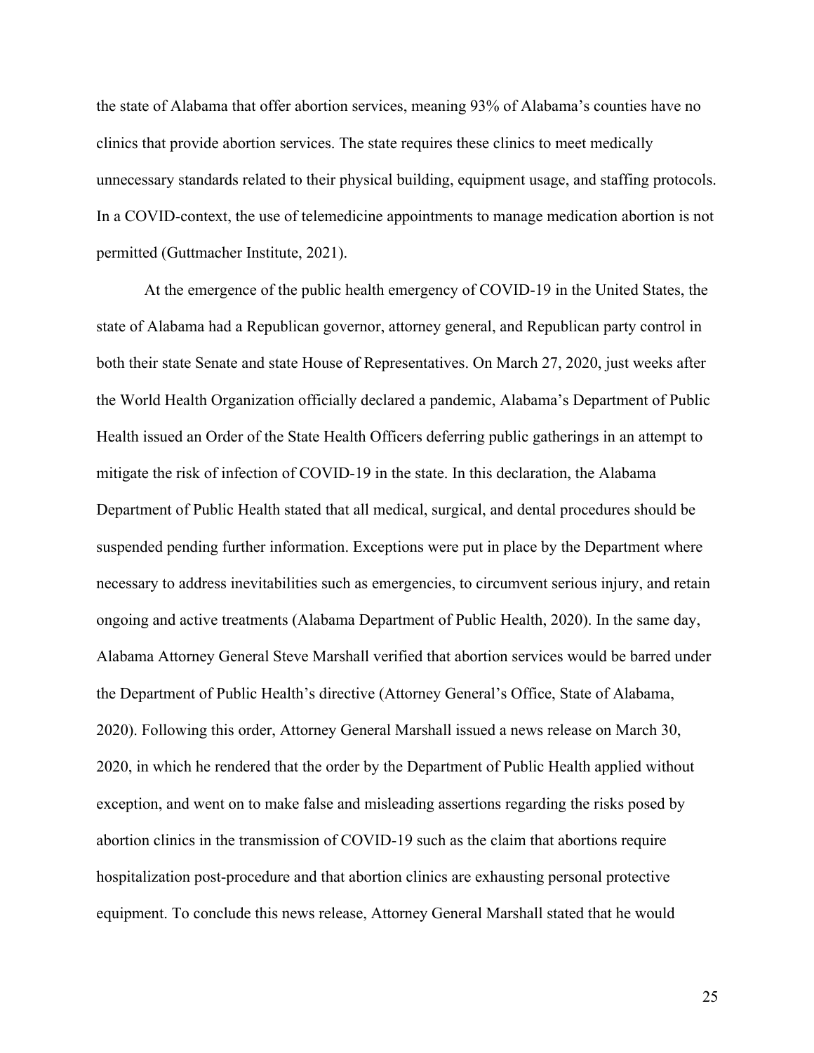the state of Alabama that offer abortion services, meaning 93% of Alabama's counties have no clinics that provide abortion services. The state requires these clinics to meet medically unnecessary standards related to their physical building, equipment usage, and staffing protocols. In a COVID-context, the use of telemedicine appointments to manage medication abortion is not permitted (Guttmacher Institute, 2021).

At the emergence of the public health emergency of COVID-19 in the United States, the state of Alabama had a Republican governor, attorney general, and Republican party control in both their state Senate and state House of Representatives. On March 27, 2020, just weeks after the World Health Organization officially declared a pandemic, Alabama's Department of Public Health issued an Order of the State Health Officers deferring public gatherings in an attempt to mitigate the risk of infection of COVID-19 in the state. In this declaration, the Alabama Department of Public Health stated that all medical, surgical, and dental procedures should be suspended pending further information. Exceptions were put in place by the Department where necessary to address inevitabilities such as emergencies, to circumvent serious injury, and retain ongoing and active treatments (Alabama Department of Public Health, 2020). In the same day, Alabama Attorney General Steve Marshall verified that abortion services would be barred under the Department of Public Health's directive (Attorney General's Office, State of Alabama, 2020). Following this order, Attorney General Marshall issued a news release on March 30, 2020, in which he rendered that the order by the Department of Public Health applied without exception, and went on to make false and misleading assertions regarding the risks posed by abortion clinics in the transmission of COVID-19 such as the claim that abortions require hospitalization post-procedure and that abortion clinics are exhausting personal protective equipment. To conclude this news release, Attorney General Marshall stated that he would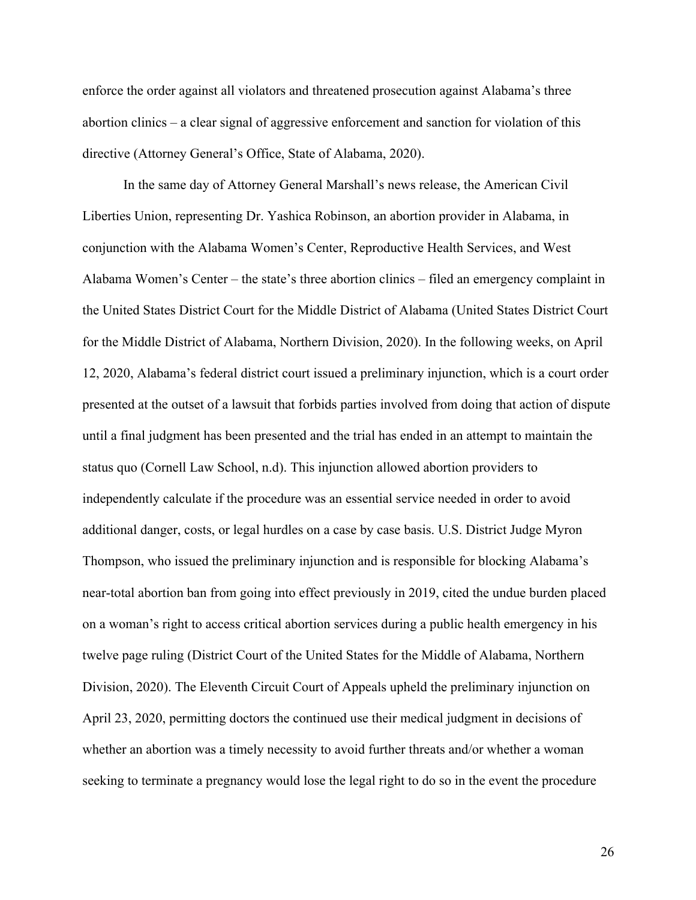enforce the order against all violators and threatened prosecution against Alabama's three abortion clinics – a clear signal of aggressive enforcement and sanction for violation of this directive (Attorney General's Office, State of Alabama, 2020).

In the same day of Attorney General Marshall's news release, the American Civil Liberties Union, representing Dr. Yashica Robinson, an abortion provider in Alabama, in conjunction with the Alabama Women's Center, Reproductive Health Services, and West Alabama Women's Center – the state's three abortion clinics – filed an emergency complaint in the United States District Court for the Middle District of Alabama (United States District Court for the Middle District of Alabama, Northern Division, 2020). In the following weeks, on April 12, 2020, Alabama's federal district court issued a preliminary injunction, which is a court order presented at the outset of a lawsuit that forbids parties involved from doing that action of dispute until a final judgment has been presented and the trial has ended in an attempt to maintain the status quo (Cornell Law School, n.d). This injunction allowed abortion providers to independently calculate if the procedure was an essential service needed in order to avoid additional danger, costs, or legal hurdles on a case by case basis. U.S. District Judge Myron Thompson, who issued the preliminary injunction and is responsible for blocking Alabama's near-total abortion ban from going into effect previously in 2019, cited the undue burden placed on a woman's right to access critical abortion services during a public health emergency in his twelve page ruling (District Court of the United States for the Middle of Alabama, Northern Division, 2020). The Eleventh Circuit Court of Appeals upheld the preliminary injunction on April 23, 2020, permitting doctors the continued use their medical judgment in decisions of whether an abortion was a timely necessity to avoid further threats and/or whether a woman seeking to terminate a pregnancy would lose the legal right to do so in the event the procedure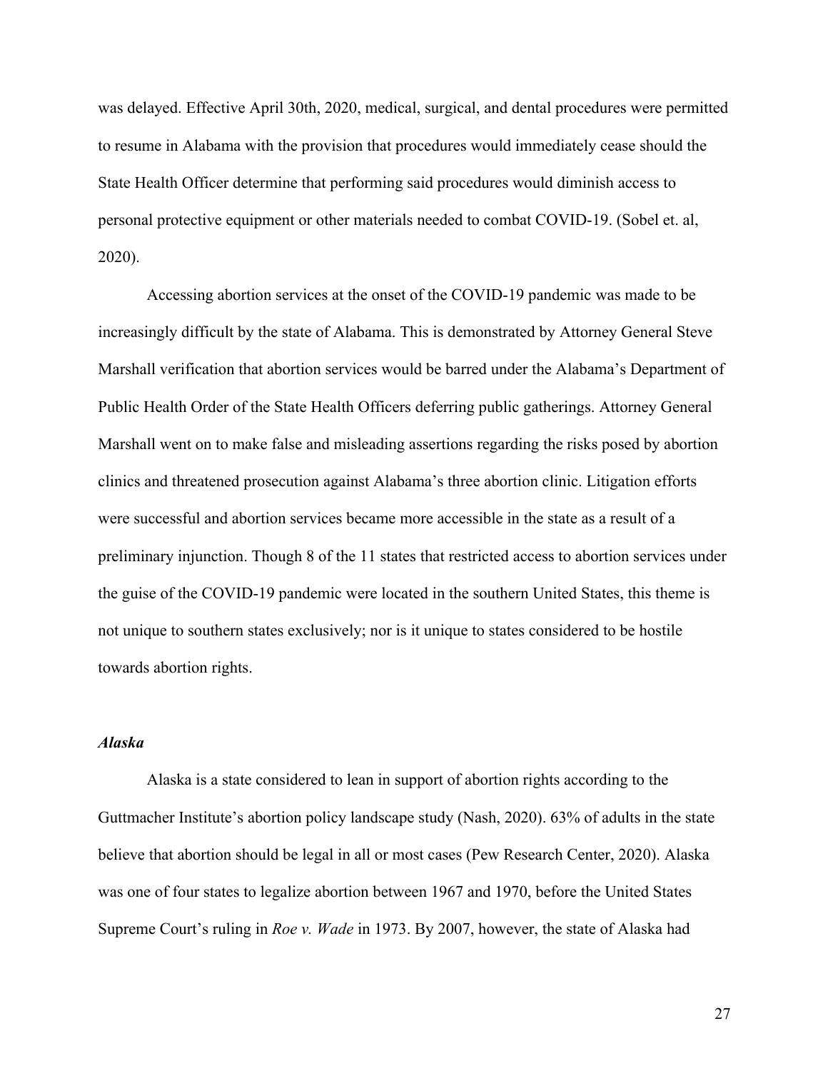was delayed. Effective April 30th, 2020, medical, surgical, and dental procedures were permitted to resume in Alabama with the provision that procedures would immediately cease should the State Health Officer determine that performing said procedures would diminish access to personal protective equipment or other materials needed to combat COVID-19. (Sobel et. al, 2020).

Accessing abortion services at the onset of the COVID-19 pandemic was made to be increasingly difficult by the state of Alabama. This is demonstrated by Attorney General Steve Marshall verification that abortion services would be barred under the Alabama's Department of Public Health Order of the State Health Officers deferring public gatherings. Attorney General Marshall went on to make false and misleading assertions regarding the risks posed by abortion clinics and threatened prosecution against Alabama's three abortion clinic. Litigation efforts were successful and abortion services became more accessible in the state as a result of a preliminary injunction. Though 8 of the 11 states that restricted access to abortion services under the guise of the COVID-19 pandemic were located in the southern United States, this theme is not unique to southern states exclusively; nor is it unique to states considered to be hostile towards abortion rights.

### *Alaska*

Alaska is a state considered to lean in support of abortion rights according to the Guttmacher Institute's abortion policy landscape study (Nash, 2020). 63% of adults in the state believe that abortion should be legal in all or most cases (Pew Research Center, 2020). Alaska was one of four states to legalize abortion between 1967 and 1970, before the United States Supreme Court's ruling in *Roe v. Wade* in 1973. By 2007, however, the state of Alaska had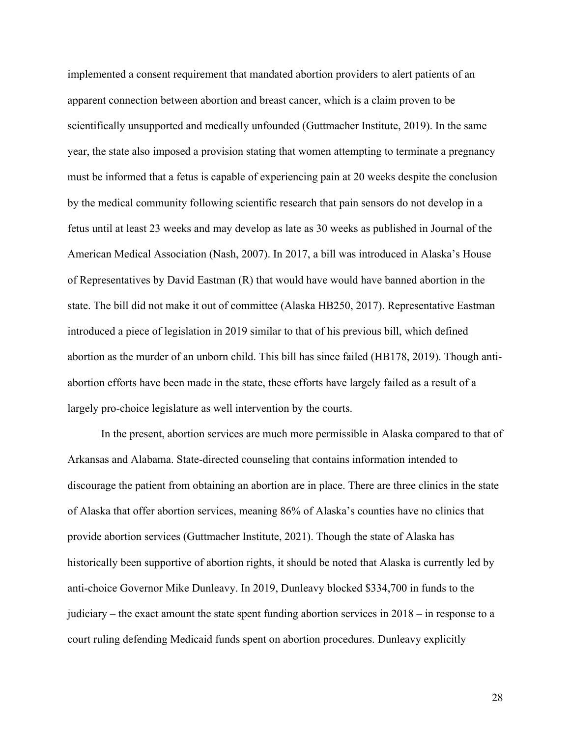implemented a consent requirement that mandated abortion providers to alert patients of an apparent connection between abortion and breast cancer, which is a claim proven to be scientifically unsupported and medically unfounded (Guttmacher Institute, 2019). In the same year, the state also imposed a provision stating that women attempting to terminate a pregnancy must be informed that a fetus is capable of experiencing pain at 20 weeks despite the conclusion by the medical community following scientific research that pain sensors do not develop in a fetus until at least 23 weeks and may develop as late as 30 weeks as published in Journal of the American Medical Association (Nash, 2007). In 2017, a bill was introduced in Alaska's House of Representatives by David Eastman (R) that would have would have banned abortion in the state. The bill did not make it out of committee (Alaska HB250, 2017). Representative Eastman introduced a piece of legislation in 2019 similar to that of his previous bill, which defined abortion as the murder of an unborn child. This bill has since failed (HB178, 2019). Though anti-abortion efforts have been made in the state, these efforts have largely failed as a result of a largely pro-choice legislature as well intervention by the courts.

In the present, abortion services are much more permissible in Alaska compared to that of Arkansas and Alabama. State-directed counseling that contains information intended to discourage the patient from obtaining an abortion are in place. There are three clinics in the state of Alaska that offer abortion services, meaning 86% of Alaska's counties have no clinics that provide abortion services (Guttmacher Institute, 2021). Though the state of Alaska has historically been supportive of abortion rights, it should be noted that Alaska is currently led by anti-choice Governor Mike Dunleavy. In 2019, Dunleavy blocked $334,700 in funds to the judiciary – the exact amount the state spent funding abortion services in 2018 – in response to a court ruling defending Medicaid funds spent on abortion procedures. Dunleavy explicitly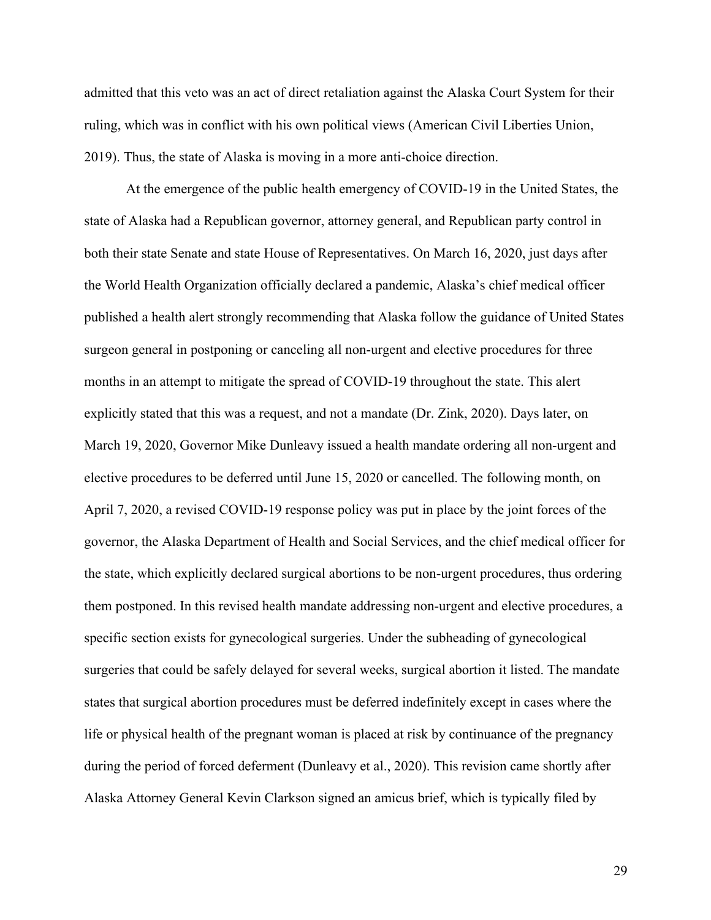admitted that this veto was an act of direct retaliation against the Alaska Court System for their ruling, which was in conflict with his own political views (American Civil Liberties Union, 2019). Thus, the state of Alaska is moving in a more anti-choice direction.

At the emergence of the public health emergency of COVID-19 in the United States, the state of Alaska had a Republican governor, attorney general, and Republican party control in both their state Senate and state House of Representatives. On March 16, 2020, just days after the World Health Organization officially declared a pandemic, Alaska's chief medical officer published a health alert strongly recommending that Alaska follow the guidance of United States surgeon general in postponing or canceling all non-urgent and elective procedures for three months in an attempt to mitigate the spread of COVID-19 throughout the state. This alert explicitly stated that this was a request, and not a mandate (Dr. Zink, 2020). Days later, on March 19, 2020, Governor Mike Dunleavy issued a health mandate ordering all non-urgent and elective procedures to be deferred until June 15, 2020 or cancelled. The following month, on April 7, 2020, a revised COVID-19 response policy was put in place by the joint forces of the governor, the Alaska Department of Health and Social Services, and the chief medical officer for the state, which explicitly declared surgical abortions to be non-urgent procedures, thus ordering them postponed. In this revised health mandate addressing non-urgent and elective procedures, a specific section exists for gynecological surgeries. Under the subheading of gynecological surgeries that could be safely delayed for several weeks, surgical abortion it listed. The mandate states that surgical abortion procedures must be deferred indefinitely except in cases where the life or physical health of the pregnant woman is placed at risk by continuance of the pregnancy during the period of forced deferment (Dunleavy et al., 2020). This revision came shortly after Alaska Attorney General Kevin Clarkson signed an amicus brief, which is typically filed by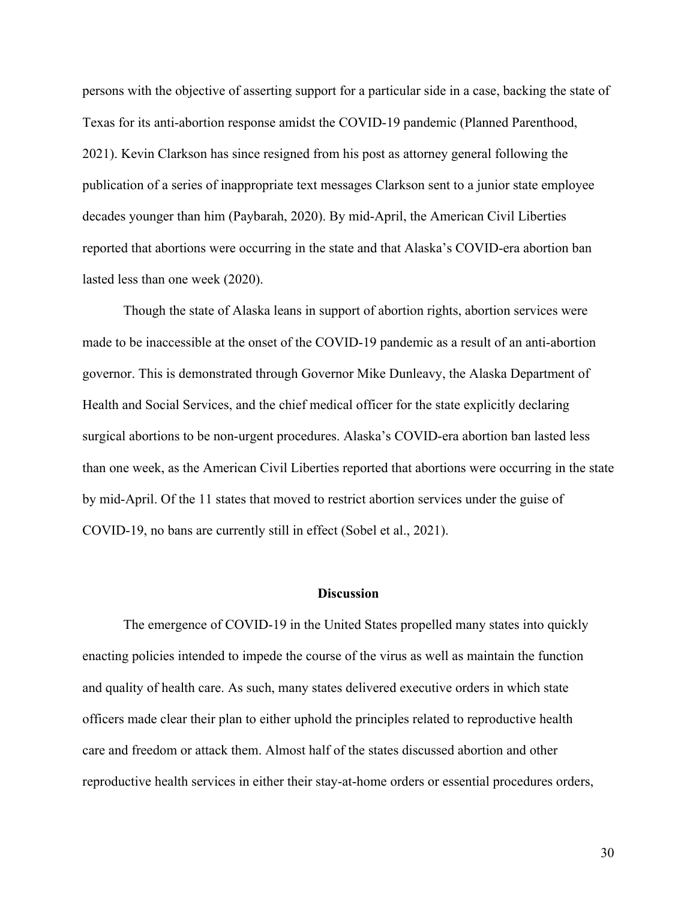persons with the objective of asserting support for a particular side in a case, backing the state of Texas for its anti-abortion response amidst the COVID-19 pandemic (Planned Parenthood, 2021). Kevin Clarkson has since resigned from his post as attorney general following the publication of a series of inappropriate text messages Clarkson sent to a junior state employee decades younger than him (Paybarah, 2020). By mid-April, the American Civil Liberties reported that abortions were occurring in the state and that Alaska's COVID-era abortion ban lasted less than one week (2020).

Though the state of Alaska leans in support of abortion rights, abortion services were made to be inaccessible at the onset of the COVID-19 pandemic as a result of an anti-abortion governor. This is demonstrated through Governor Mike Dunleavy, the Alaska Department of Health and Social Services, and the chief medical officer for the state explicitly declaring surgical abortions to be non-urgent procedures. Alaska's COVID-era abortion ban lasted less than one week, as the American Civil Liberties reported that abortions were occurring in the state by mid-April. Of the 11 states that moved to restrict abortion services under the guise of COVID-19, no bans are currently still in effect (Sobel et al., 2021).

## Discussion

The emergence of COVID-19 in the United States propelled many states into quickly enacting policies intended to impede the course of the virus as well as maintain the function and quality of health care. As such, many states delivered executive orders in which state officers made clear their plan to either uphold the principles related to reproductive health care and freedom or attack them. Almost half of the states discussed abortion and other reproductive health services in either their stay-at-home orders or essential procedures orders,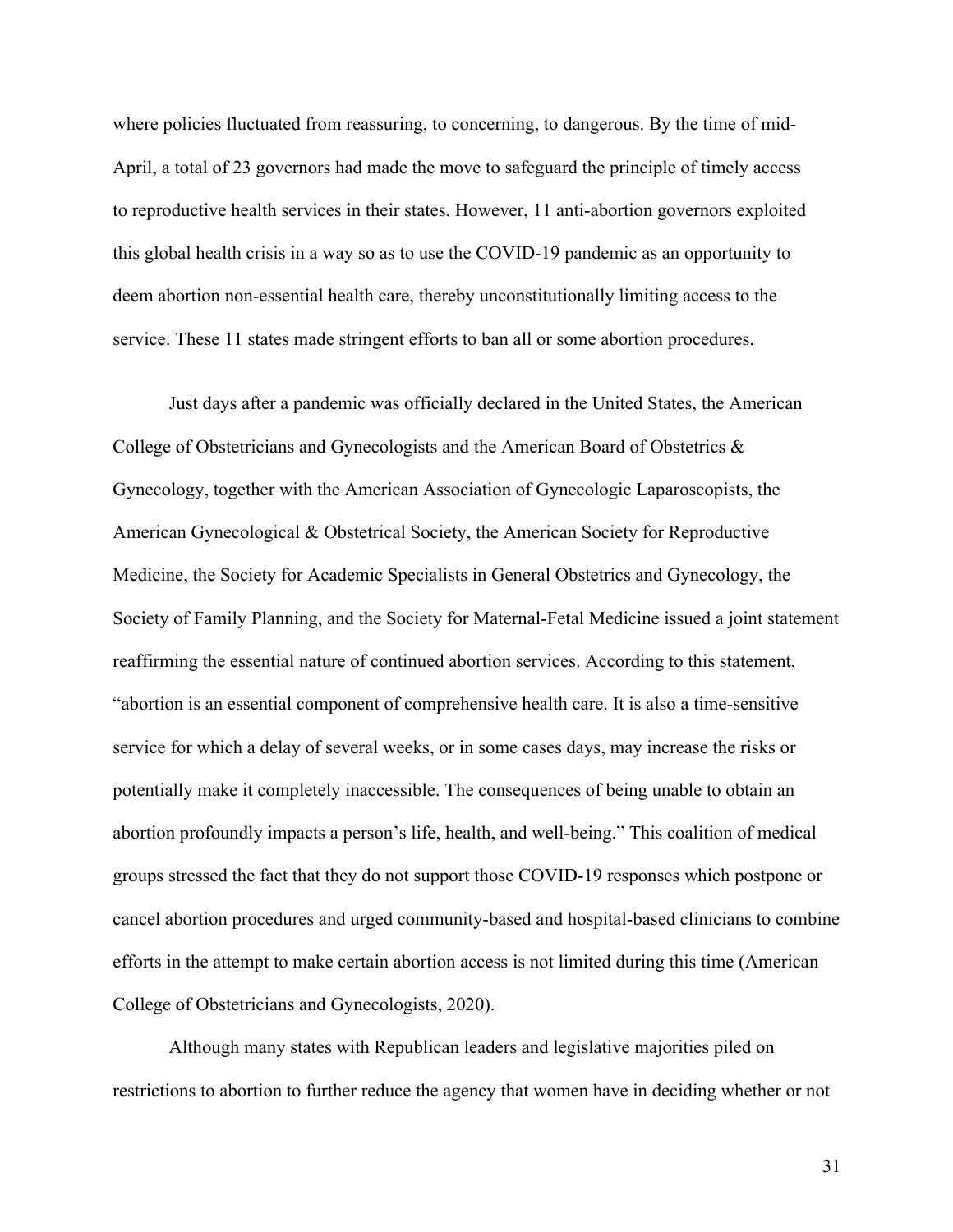where policies fluctuated from reassuring, to concerning, to dangerous. By the time of mid-April, a total of 23 governors had made the move to safeguard the principle of timely access to reproductive health services in their states. However, 11 anti-abortion governors exploited this global health crisis in a way so as to use the COVID-19 pandemic as an opportunity to deem abortion non-essential health care, thereby unconstitutionally limiting access to the service. These 11 states made stringent efforts to ban all or some abortion procedures.

Just days after a pandemic was officially declared in the United States, the American College of Obstetricians and Gynecologists and the American Board of Obstetrics & Gynecology, together with the American Association of Gynecologic Laparoscopists, the American Gynecological & Obstetrical Society, the American Society for Reproductive Medicine, the Society for Academic Specialists in General Obstetrics and Gynecology, the Society of Family Planning, and the Society for Maternal-Fetal Medicine issued a joint statement reaffirming the essential nature of continued abortion services. According to this statement, "abortion is an essential component of comprehensive health care. It is also a time-sensitive service for which a delay of several weeks, or in some cases days, may increase the risks or potentially make it completely inaccessible. The consequences of being unable to obtain an abortion profoundly impacts a person's life, health, and well-being." This coalition of medical groups stressed the fact that they do not support those COVID-19 responses which postpone or cancel abortion procedures and urged community-based and hospital-based clinicians to combine efforts in the attempt to make certain abortion access is not limited during this time (American College of Obstetricians and Gynecologists, 2020).

Although many states with Republican leaders and legislative majorities piled on restrictions to abortion to further reduce the agency that women have in deciding whether or not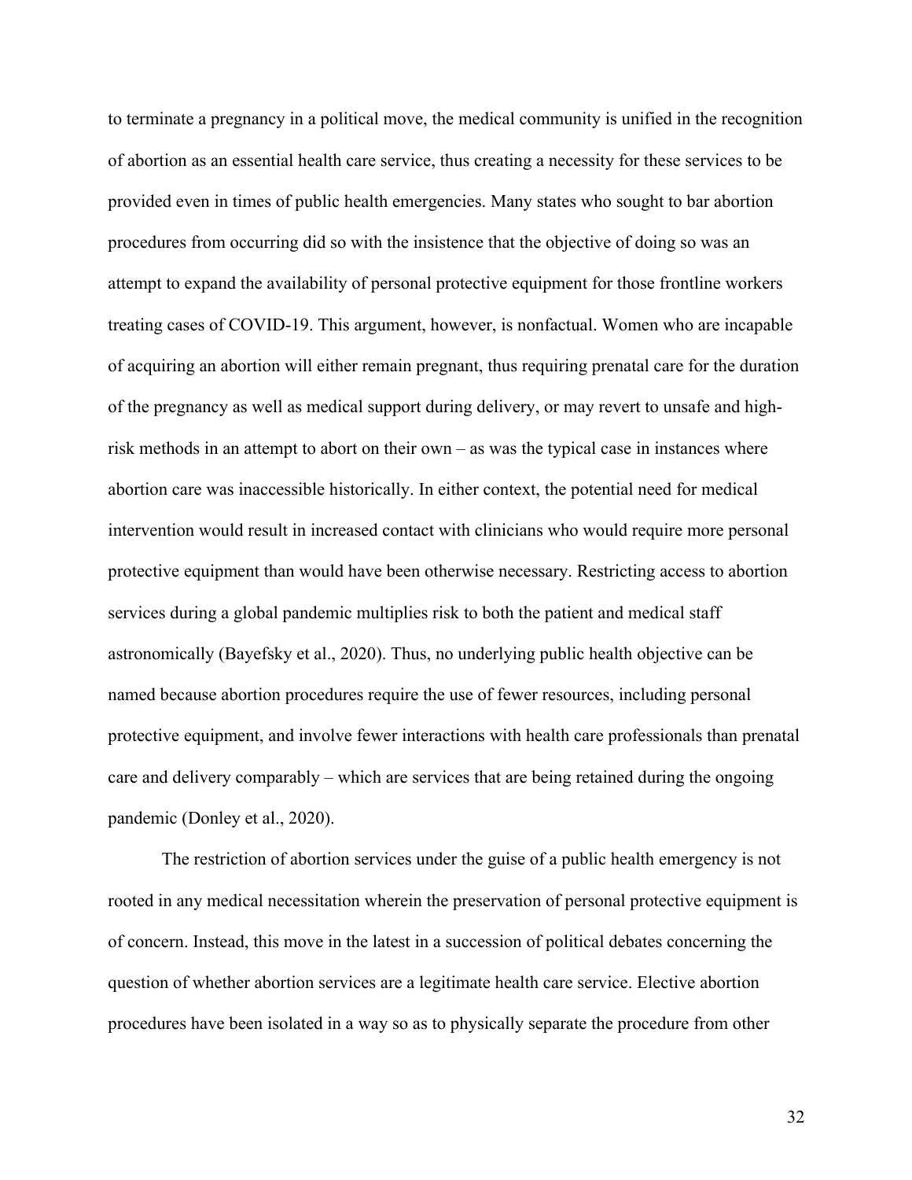to terminate a pregnancy in a political move, the medical community is unified in the recognition of abortion as an essential health care service, thus creating a necessity for these services to be provided even in times of public health emergencies. Many states who sought to bar abortion procedures from occurring did so with the insistence that the objective of doing so was an attempt to expand the availability of personal protective equipment for those frontline workers treating cases of COVID-19. This argument, however, is nonfactual. Women who are incapable of acquiring an abortion will either remain pregnant, thus requiring prenatal care for the duration of the pregnancy as well as medical support during delivery, or may revert to unsafe and high-risk methods in an attempt to abort on their own – as was the typical case in instances where abortion care was inaccessible historically. In either context, the potential need for medical intervention would result in increased contact with clinicians who would require more personal protective equipment than would have been otherwise necessary. Restricting access to abortion services during a global pandemic multiplies risk to both the patient and medical staff astronomically (Bayefsky et al., 2020). Thus, no underlying public health objective can be named because abortion procedures require the use of fewer resources, including personal protective equipment, and involve fewer interactions with health care professionals than prenatal care and delivery comparably – which are services that are being retained during the ongoing pandemic (Donley et al., 2020).

The restriction of abortion services under the guise of a public health emergency is not rooted in any medical necessitation wherein the preservation of personal protective equipment is of concern. Instead, this move in the latest in a succession of political debates concerning the question of whether abortion services are a legitimate health care service. Elective abortion procedures have been isolated in a way so as to physically separate the procedure from other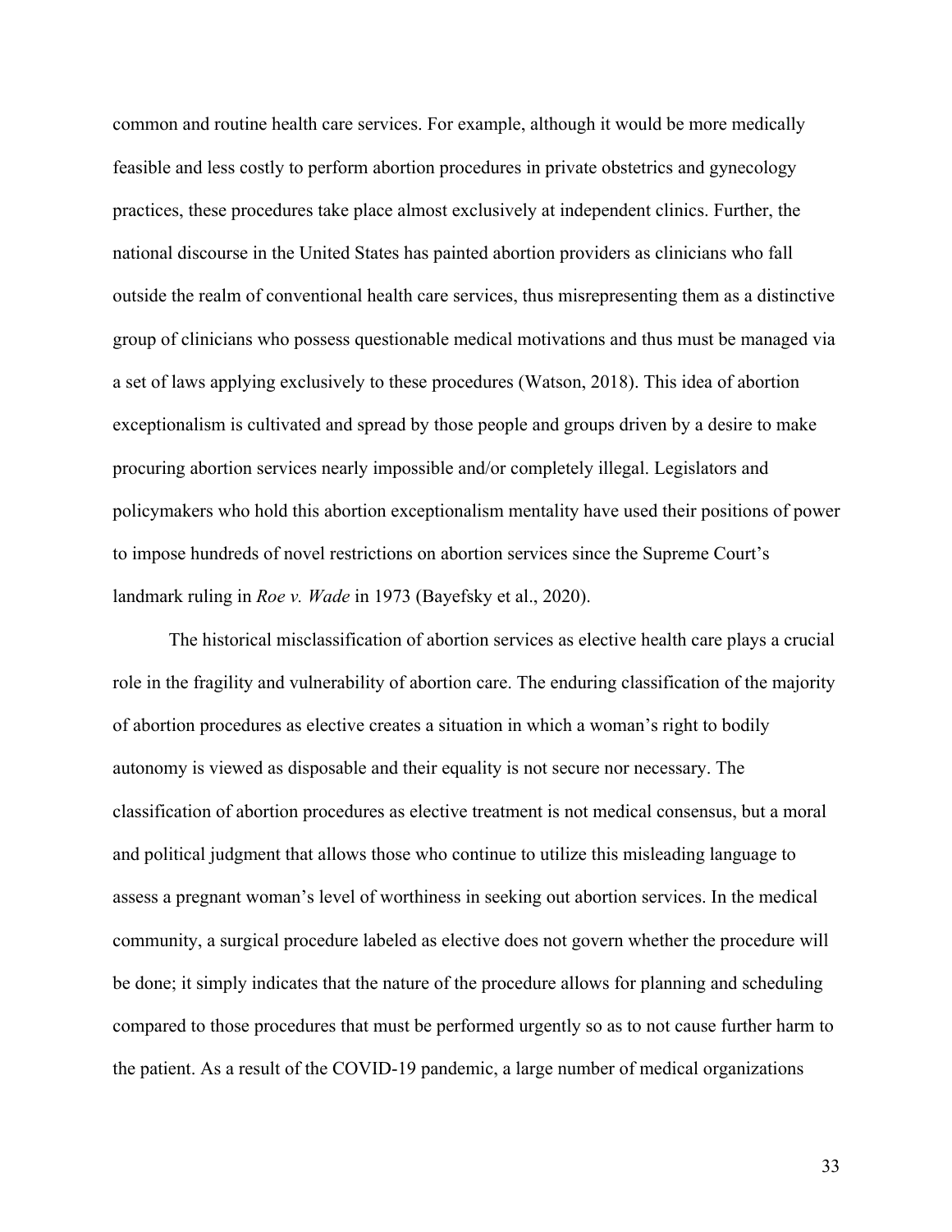common and routine health care services. For example, although it would be more medically feasible and less costly to perform abortion procedures in private obstetrics and gynecology practices, these procedures take place almost exclusively at independent clinics. Further, the national discourse in the United States has painted abortion providers as clinicians who fall outside the realm of conventional health care services, thus misrepresenting them as a distinctive group of clinicians who possess questionable medical motivations and thus must be managed via a set of laws applying exclusively to these procedures (Watson, 2018). This idea of abortion exceptionalism is cultivated and spread by those people and groups driven by a desire to make procuring abortion services nearly impossible and/or completely illegal. Legislators and policymakers who hold this abortion exceptionalism mentality have used their positions of power to impose hundreds of novel restrictions on abortion services since the Supreme Court's landmark ruling in *Roe v. Wade* in 1973 (Bayefsky et al., 2020).

The historical misclassification of abortion services as elective health care plays a crucial role in the fragility and vulnerability of abortion care. The enduring classification of the majority of abortion procedures as elective creates a situation in which a woman's right to bodily autonomy is viewed as disposable and their equality is not secure nor necessary. The classification of abortion procedures as elective treatment is not medical consensus, but a moral and political judgment that allows those who continue to utilize this misleading language to assess a pregnant woman's level of worthiness in seeking out abortion services. In the medical community, a surgical procedure labeled as elective does not govern whether the procedure will be done; it simply indicates that the nature of the procedure allows for planning and scheduling compared to those procedures that must be performed urgently so as to not cause further harm to the patient. As a result of the COVID-19 pandemic, a large number of medical organizations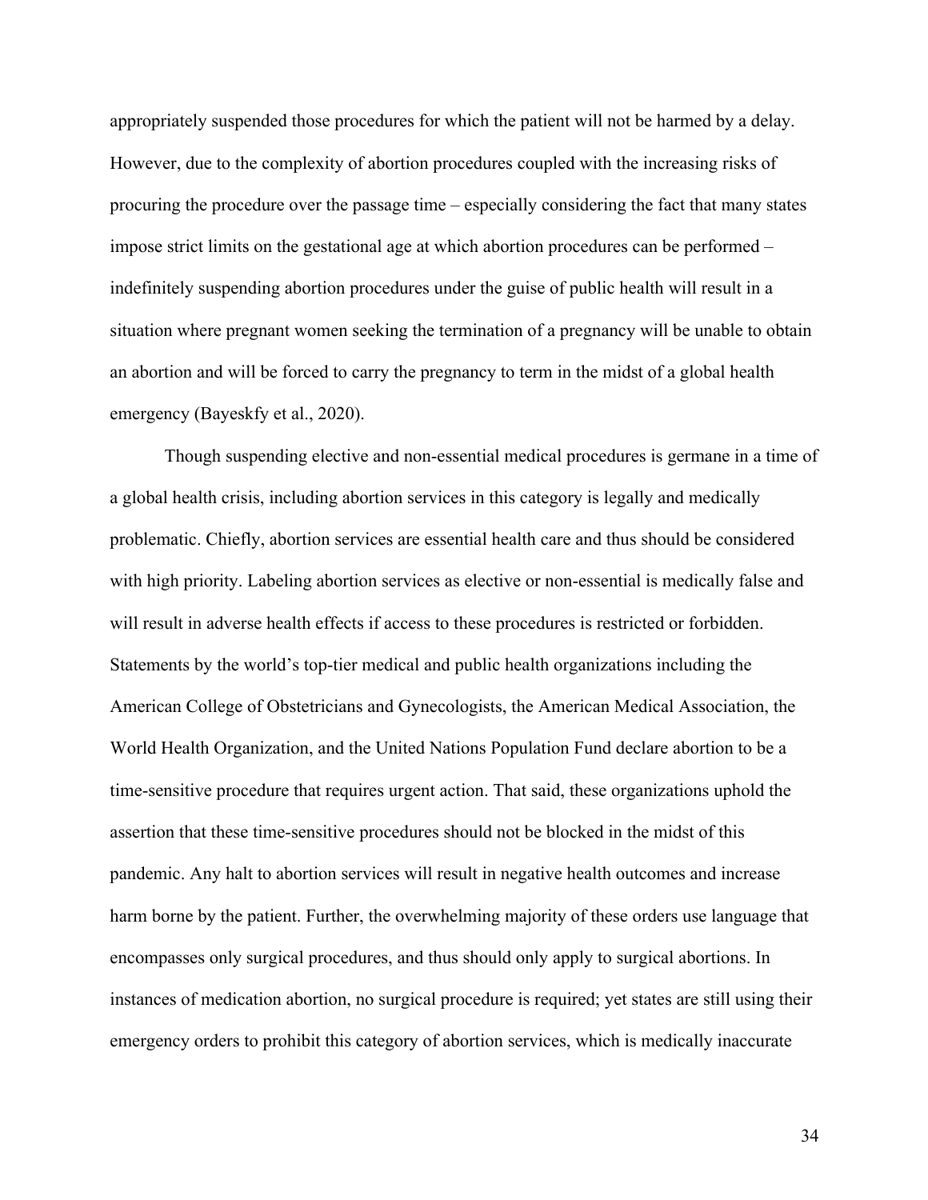appropriately suspended those procedures for which the patient will not be harmed by a delay. However, due to the complexity of abortion procedures coupled with the increasing risks of procuring the procedure over the passage time – especially considering the fact that many states impose strict limits on the gestational age at which abortion procedures can be performed – indefinitely suspending abortion procedures under the guise of public health will result in a situation where pregnant women seeking the termination of a pregnancy will be unable to obtain an abortion and will be forced to carry the pregnancy to term in the midst of a global health emergency (Bayeskfy et al., 2020).

Though suspending elective and non-essential medical procedures is germane in a time of a global health crisis, including abortion services in this category is legally and medically problematic. Chiefly, abortion services are essential health care and thus should be considered with high priority. Labeling abortion services as elective or non-essential is medically false and will result in adverse health effects if access to these procedures is restricted or forbidden. Statements by the world's top-tier medical and public health organizations including the American College of Obstetricians and Gynecologists, the American Medical Association, the World Health Organization, and the United Nations Population Fund declare abortion to be a time-sensitive procedure that requires urgent action. That said, these organizations uphold the assertion that these time-sensitive procedures should not be blocked in the midst of this pandemic. Any halt to abortion services will result in negative health outcomes and increase harm borne by the patient. Further, the overwhelming majority of these orders use language that encompasses only surgical procedures, and thus should only apply to surgical abortions. In instances of medication abortion, no surgical procedure is required; yet states are still using their emergency orders to prohibit this category of abortion services, which is medically inaccurate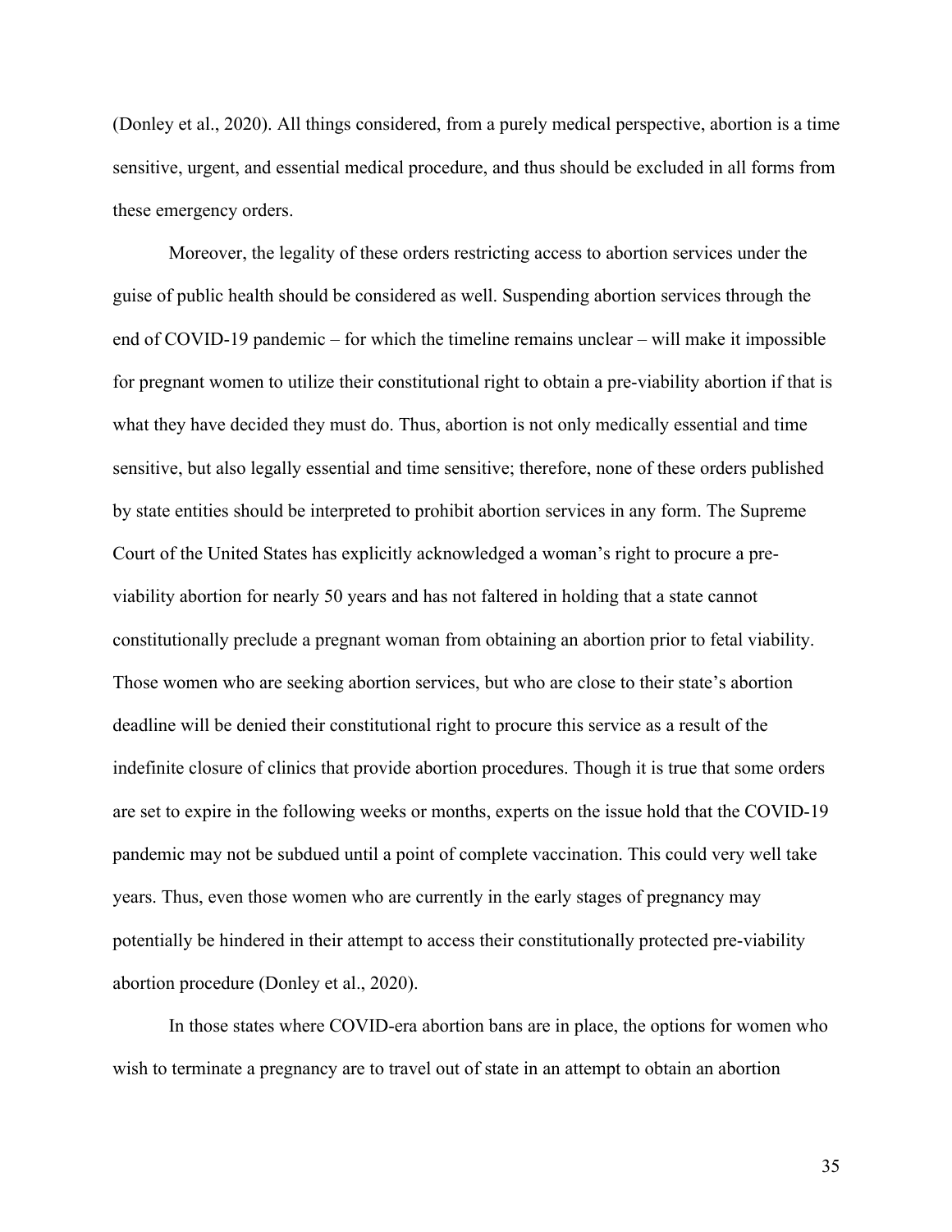(Donley et al., 2020). All things considered, from a purely medical perspective, abortion is a time sensitive, urgent, and essential medical procedure, and thus should be excluded in all forms from these emergency orders.

Moreover, the legality of these orders restricting access to abortion services under the guise of public health should be considered as well. Suspending abortion services through the end of COVID-19 pandemic – for which the timeline remains unclear – will make it impossible for pregnant women to utilize their constitutional right to obtain a pre-viability abortion if that is what they have decided they must do. Thus, abortion is not only medically essential and time sensitive, but also legally essential and time sensitive; therefore, none of these orders published by state entities should be interpreted to prohibit abortion services in any form. The Supreme Court of the United States has explicitly acknowledged a woman's right to procure a pre-viability abortion for nearly 50 years and has not faltered in holding that a state cannot constitutionally preclude a pregnant woman from obtaining an abortion prior to fetal viability. Those women who are seeking abortion services, but who are close to their state's abortion deadline will be denied their constitutional right to procure this service as a result of the indefinite closure of clinics that provide abortion procedures. Though it is true that some orders are set to expire in the following weeks or months, experts on the issue hold that the COVID-19 pandemic may not be subdued until a point of complete vaccination. This could very well take years. Thus, even those women who are currently in the early stages of pregnancy may potentially be hindered in their attempt to access their constitutionally protected pre-viability abortion procedure (Donley et al., 2020).

In those states where COVID-era abortion bans are in place, the options for women who wish to terminate a pregnancy are to travel out of state in an attempt to obtain an abortion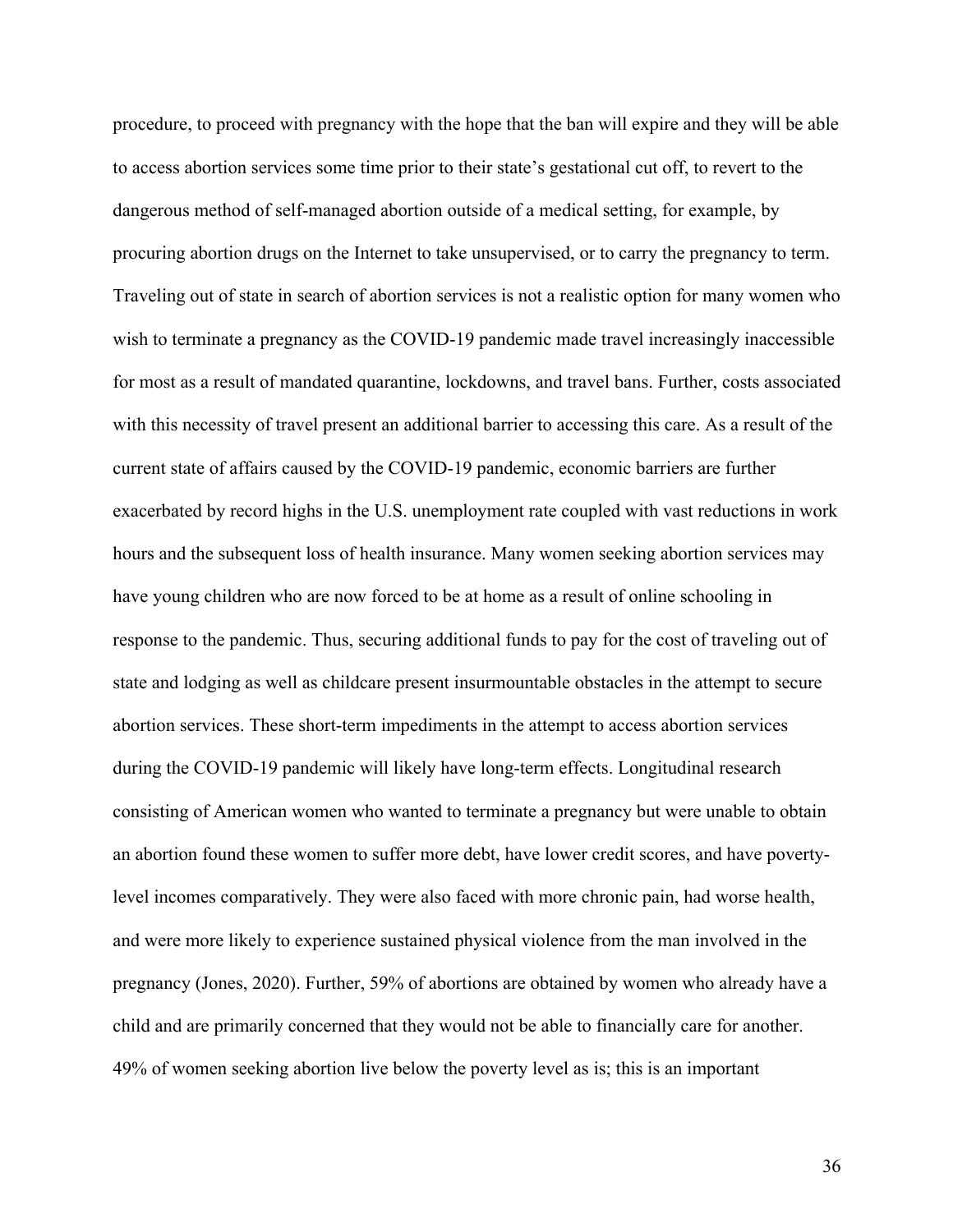procedure, to proceed with pregnancy with the hope that the ban will expire and they will be able to access abortion services some time prior to their state's gestational cut off, to revert to the dangerous method of self-managed abortion outside of a medical setting, for example, by procuring abortion drugs on the Internet to take unsupervised, or to carry the pregnancy to term. Traveling out of state in search of abortion services is not a realistic option for many women who wish to terminate a pregnancy as the COVID-19 pandemic made travel increasingly inaccessible for most as a result of mandated quarantine, lockdowns, and travel bans. Further, costs associated with this necessity of travel present an additional barrier to accessing this care. As a result of the current state of affairs caused by the COVID-19 pandemic, economic barriers are further exacerbated by record highs in the U.S. unemployment rate coupled with vast reductions in work hours and the subsequent loss of health insurance. Many women seeking abortion services may have young children who are now forced to be at home as a result of online schooling in response to the pandemic. Thus, securing additional funds to pay for the cost of traveling out of state and lodging as well as childcare present insurmountable obstacles in the attempt to secure abortion services. These short-term impediments in the attempt to access abortion services during the COVID-19 pandemic will likely have long-term effects. Longitudinal research consisting of American women who wanted to terminate a pregnancy but were unable to obtain an abortion found these women to suffer more debt, have lower credit scores, and have poverty-level incomes comparatively. They were also faced with more chronic pain, had worse health, and were more likely to experience sustained physical violence from the man involved in the pregnancy (Jones, 2020). Further, 59% of abortions are obtained by women who already have a child and are primarily concerned that they would not be able to financially care for another. 49% of women seeking abortion live below the poverty level as is; this is an important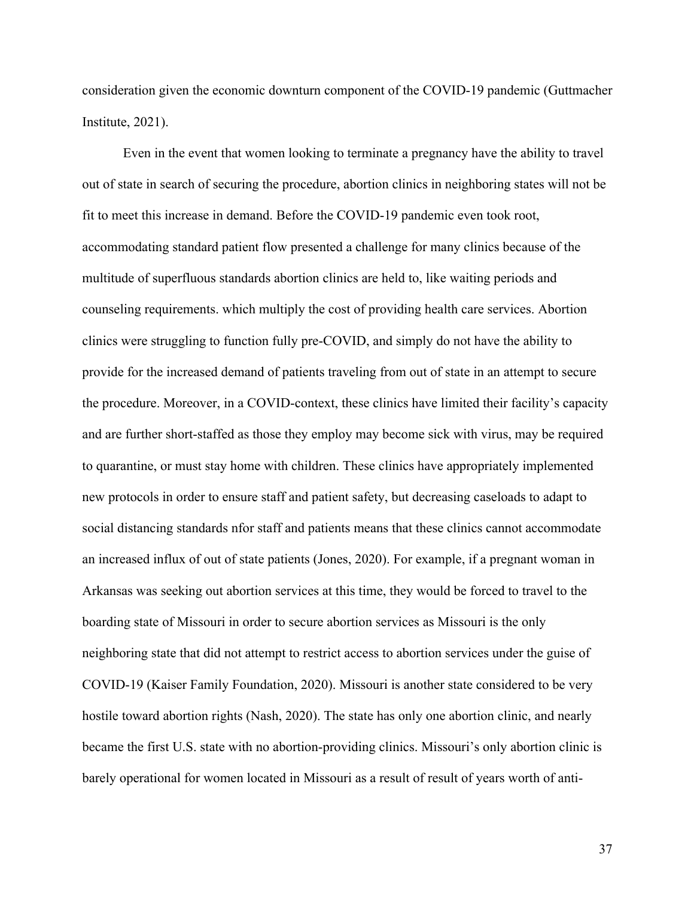consideration given the economic downturn component of the COVID-19 pandemic (Guttmacher Institute, 2021).

Even in the event that women looking to terminate a pregnancy have the ability to travel out of state in search of securing the procedure, abortion clinics in neighboring states will not be fit to meet this increase in demand. Before the COVID-19 pandemic even took root, accommodating standard patient flow presented a challenge for many clinics because of the multitude of superfluous standards abortion clinics are held to, like waiting periods and counseling requirements. which multiply the cost of providing health care services. Abortion clinics were struggling to function fully pre-COVID, and simply do not have the ability to provide for the increased demand of patients traveling from out of state in an attempt to secure the procedure. Moreover, in a COVID-context, these clinics have limited their facility's capacity and are further short-staffed as those they employ may become sick with virus, may be required to quarantine, or must stay home with children. These clinics have appropriately implemented new protocols in order to ensure staff and patient safety, but decreasing caseloads to adapt to social distancing standards nfor staff and patients means that these clinics cannot accommodate an increased influx of out of state patients (Jones, 2020). For example, if a pregnant woman in Arkansas was seeking out abortion services at this time, they would be forced to travel to the boarding state of Missouri in order to secure abortion services as Missouri is the only neighboring state that did not attempt to restrict access to abortion services under the guise of COVID-19 (Kaiser Family Foundation, 2020). Missouri is another state considered to be very hostile toward abortion rights (Nash, 2020). The state has only one abortion clinic, and nearly became the first U.S. state with no abortion-providing clinics. Missouri's only abortion clinic is barely operational for women located in Missouri as a result of result of years worth of anti-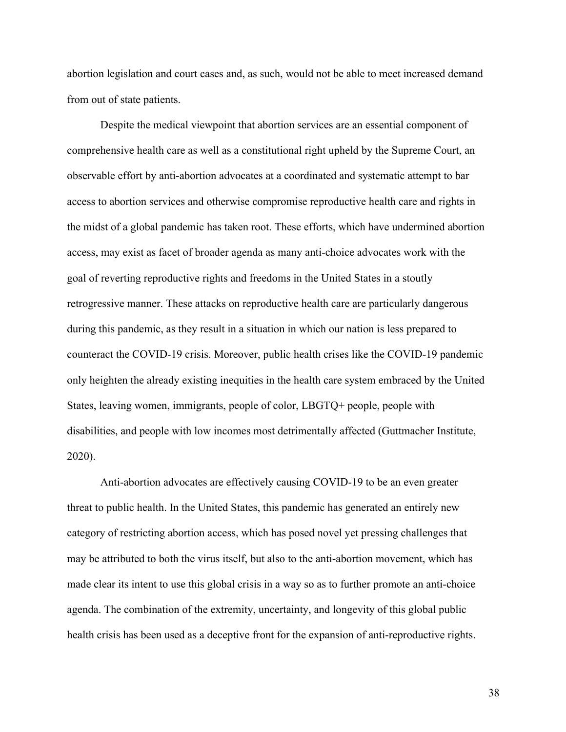abortion legislation and court cases and, as such, would not be able to meet increased demand from out of state patients.

Despite the medical viewpoint that abortion services are an essential component of comprehensive health care as well as a constitutional right upheld by the Supreme Court, an observable effort by anti-abortion advocates at a coordinated and systematic attempt to bar access to abortion services and otherwise compromise reproductive health care and rights in the midst of a global pandemic has taken root. These efforts, which have undermined abortion access, may exist as facet of broader agenda as many anti-choice advocates work with the goal of reverting reproductive rights and freedoms in the United States in a stoutly retrogressive manner. These attacks on reproductive health care are particularly dangerous during this pandemic, as they result in a situation in which our nation is less prepared to counteract the COVID-19 crisis. Moreover, public health crises like the COVID-19 pandemic only heighten the already existing inequities in the health care system embraced by the United States, leaving women, immigrants, people of color, LBGTQ+ people, people with disabilities, and people with low incomes most detrimentally affected (Guttmacher Institute, 2020).

Anti-abortion advocates are effectively causing COVID-19 to be an even greater threat to public health. In the United States, this pandemic has generated an entirely new category of restricting abortion access, which has posed novel yet pressing challenges that may be attributed to both the virus itself, but also to the anti-abortion movement, which has made clear its intent to use this global crisis in a way so as to further promote an anti-choice agenda. The combination of the extremity, uncertainty, and longevity of this global public health crisis has been used as a deceptive front for the expansion of anti-reproductive rights.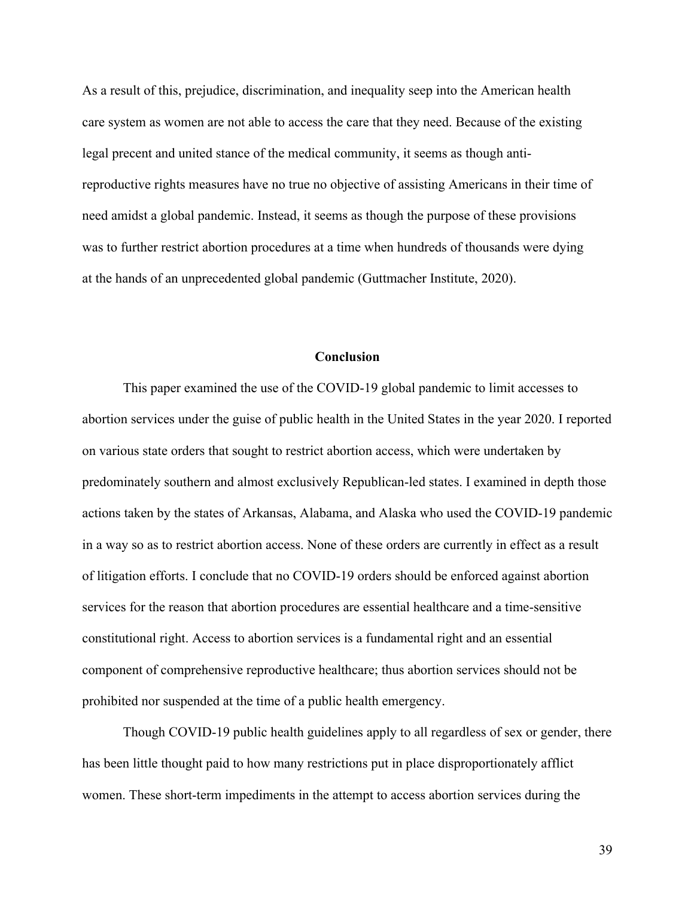As a result of this, prejudice, discrimination, and inequality seep into the American health care system as women are not able to access the care that they need. Because of the existing legal precent and united stance of the medical community, it seems as though anti-reproductive rights measures have no true no objective of assisting Americans in their time of need amidst a global pandemic. Instead, it seems as though the purpose of these provisions was to further restrict abortion procedures at a time when hundreds of thousands were dying at the hands of an unprecedented global pandemic (Guttmacher Institute, 2020).

## Conclusion

This paper examined the use of the COVID-19 global pandemic to limit accesses to abortion services under the guise of public health in the United States in the year 2020. I reported on various state orders that sought to restrict abortion access, which were undertaken by predominately southern and almost exclusively Republican-led states. I examined in depth those actions taken by the states of Arkansas, Alabama, and Alaska who used the COVID-19 pandemic in a way so as to restrict abortion access. None of these orders are currently in effect as a result of litigation efforts. I conclude that no COVID-19 orders should be enforced against abortion services for the reason that abortion procedures are essential healthcare and a time-sensitive constitutional right. Access to abortion services is a fundamental right and an essential component of comprehensive reproductive healthcare; thus abortion services should not be prohibited nor suspended at the time of a public health emergency.

Though COVID-19 public health guidelines apply to all regardless of sex or gender, there has been little thought paid to how many restrictions put in place disproportionately afflict women. These short-term impediments in the attempt to access abortion services during the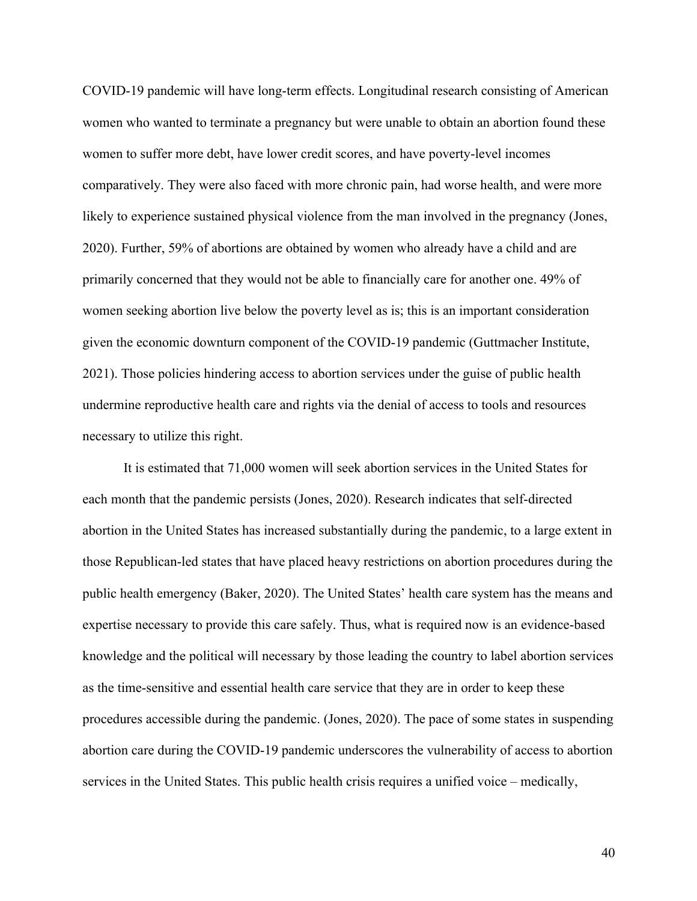COVID-19 pandemic will have long-term effects. Longitudinal research consisting of American women who wanted to terminate a pregnancy but were unable to obtain an abortion found these women to suffer more debt, have lower credit scores, and have poverty-level incomes comparatively. They were also faced with more chronic pain, had worse health, and were more likely to experience sustained physical violence from the man involved in the pregnancy (Jones, 2020). Further, 59% of abortions are obtained by women who already have a child and are primarily concerned that they would not be able to financially care for another one. 49% of women seeking abortion live below the poverty level as is; this is an important consideration given the economic downturn component of the COVID-19 pandemic (Guttmacher Institute, 2021). Those policies hindering access to abortion services under the guise of public health undermine reproductive health care and rights via the denial of access to tools and resources necessary to utilize this right.

It is estimated that 71,000 women will seek abortion services in the United States for each month that the pandemic persists (Jones, 2020). Research indicates that self-directed abortion in the United States has increased substantially during the pandemic, to a large extent in those Republican-led states that have placed heavy restrictions on abortion procedures during the public health emergency (Baker, 2020). The United States' health care system has the means and expertise necessary to provide this care safely. Thus, what is required now is an evidence-based knowledge and the political will necessary by those leading the country to label abortion services as the time-sensitive and essential health care service that they are in order to keep these procedures accessible during the pandemic. (Jones, 2020). The pace of some states in suspending abortion care during the COVID-19 pandemic underscores the vulnerability of access to abortion services in the United States. This public health crisis requires a unified voice – medically,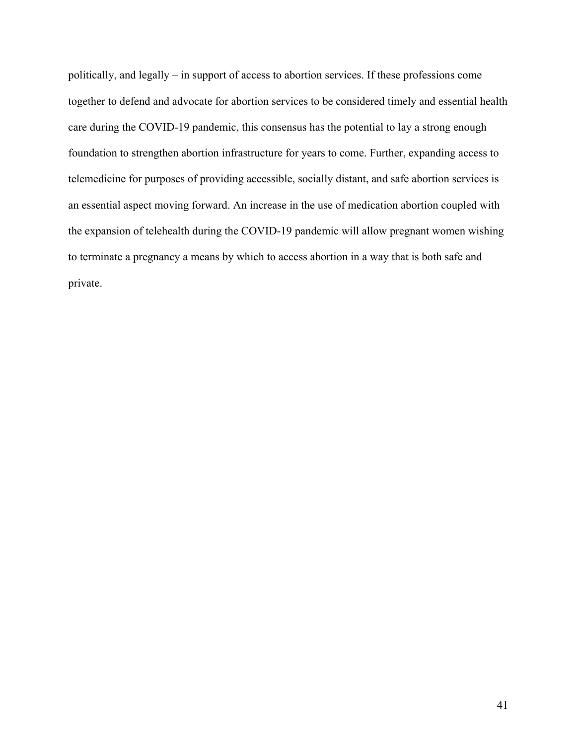politically, and legally – in support of access to abortion services. If these professions come together to defend and advocate for abortion services to be considered timely and essential health care during the COVID-19 pandemic, this consensus has the potential to lay a strong enough foundation to strengthen abortion infrastructure for years to come. Further, expanding access to telemedicine for purposes of providing accessible, socially distant, and safe abortion services is an essential aspect moving forward. An increase in the use of medication abortion coupled with the expansion of telehealth during the COVID-19 pandemic will allow pregnant women wishing to terminate a pregnancy a means by which to access abortion in a way that is both safe and private.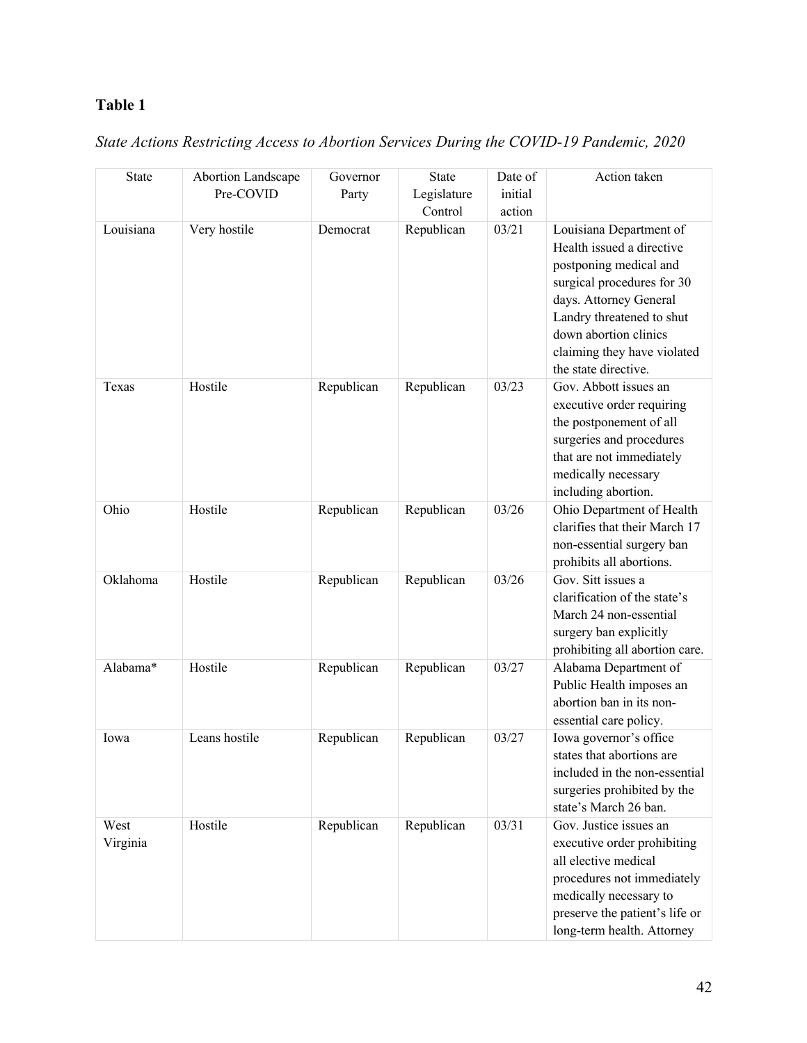**Table 1**

*State Actions Restricting Access to Abortion Services During the COVID-19 Pandemic, 2020*

| State | Abortion Landscape Pre-COVID | Governor Party | State Legislature Control | Date of initial action | Action taken |
|---|---|---|---|---|---|
| Louisiana | Very hostile | Democrat | Republican | 03/21 | Louisiana Department of Health issued a directive postponing medical and surgical procedures for 30 days. Attorney General Landry threatened to shut down abortion clinics claiming they have violated the state directive. |
| Texas | Hostile | Republican | Republican | 03/23 | Gov. Abbott issues an executive order requiring the postponement of all surgeries and procedures that are not immediately medically necessary including abortion. |
| Ohio | Hostile | Republican | Republican | 03/26 | Ohio Department of Health clarifies that their March 17 non-essential surgery ban prohibits all abortions. |
| Oklahoma | Hostile | Republican | Republican | 03/26 | Gov. Sitt issues a clarification of the state's March 24 non-essential surgery ban explicitly prohibiting all abortion care. |
| Alabama* | Hostile | Republican | Republican | 03/27 | Alabama Department of Public Health imposes an abortion ban in its non-essential care policy. |
| Iowa | Leans hostile | Republican | Republican | 03/27 | Iowa governor's office states that abortions are included in the non-essential surgeries prohibited by the state's March 26 ban. |
| West Virginia | Hostile | Republican | Republican | 03/31 | Gov. Justice issues an executive order prohibiting all elective medical procedures not immediately medically necessary to preserve the patient's life or long-term health. Attorney |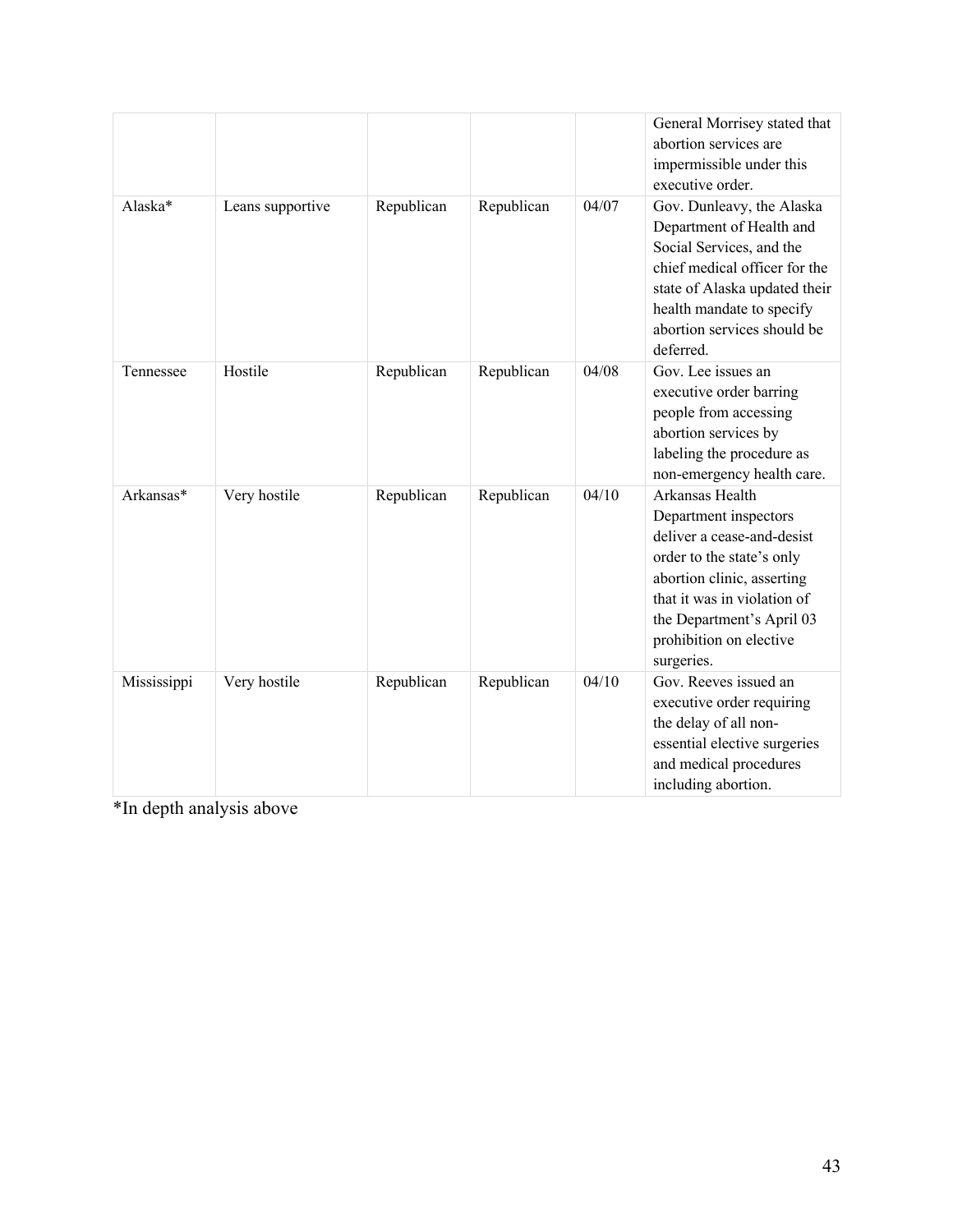| | | | | | |
|---|---|---|---|---|---|
| | | | | | General Morrisey stated that abortion services are impermissible under this executive order. |
| Alaska* | Leans supportive | Republican | Republican | 04/07 | Gov. Dunleavy, the Alaska Department of Health and Social Services, and the chief medical officer for the state of Alaska updated their health mandate to specify abortion services should be deferred. |
| Tennessee | Hostile | Republican | Republican | 04/08 | Gov. Lee issues an executive order barring people from accessing abortion services by labeling the procedure as non-emergency health care. |
| Arkansas* | Very hostile | Republican | Republican | 04/10 | Arkansas Health Department inspectors deliver a cease-and-desist order to the state's only abortion clinic, asserting that it was in violation of the Department's April 03 prohibition on elective surgeries. |
| Mississippi | Very hostile | Republican | Republican | 04/10 | Gov. Reeves issued an executive order requiring the delay of all non-essential elective surgeries and medical procedures including abortion. |

*In depth analysis above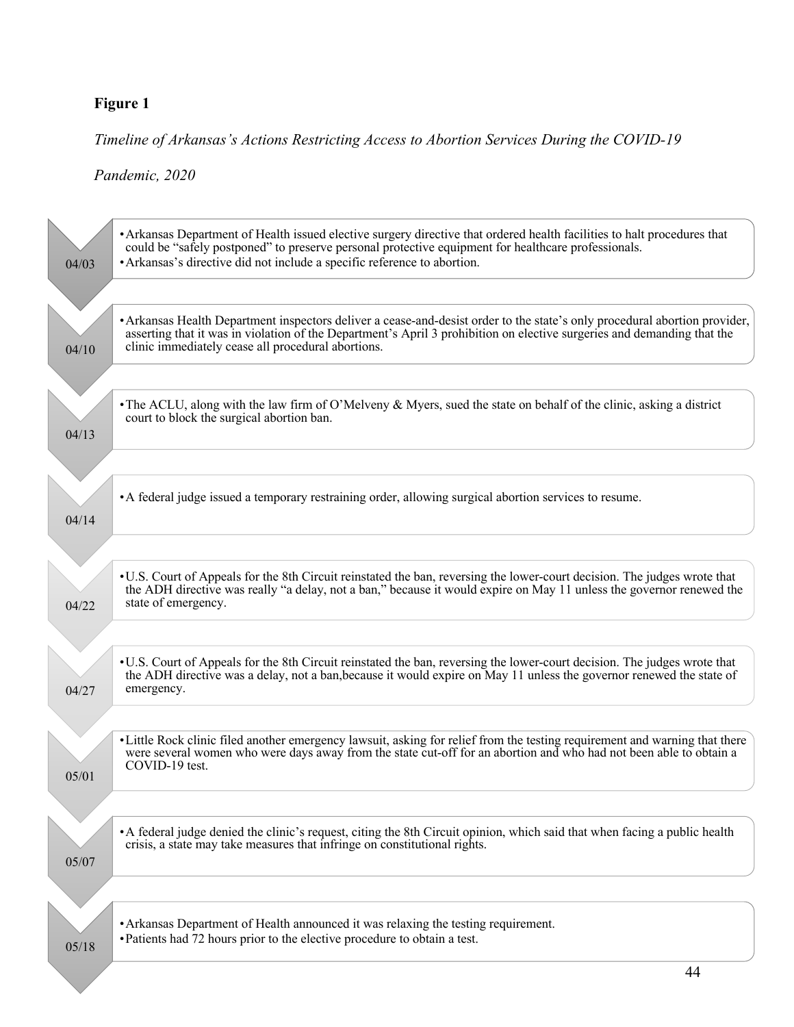**Figure 1**

*Timeline of Arkansas's Actions Restricting Access to Abortion Services During the COVID-19 Pandemic, 2020*

04/03

- Arkansas Department of Health issued elective surgery directive that ordered health facilities to halt procedures that could be "safely postponed" to preserve personal protective equipment for healthcare professionals.
- Arkansas's directive did not include a specific reference to abortion.

04/10

- Arkansas Health Department inspectors deliver a cease-and-desist order to the state's only procedural abortion provider, asserting that it was in violation of the Department's April 3 prohibition on elective surgeries and demanding that the clinic immediately cease all procedural abortions.

04/13

- The ACLU, along with the law firm of O'Melveny & Myers, sued the state on behalf of the clinic, asking a district court to block the surgical abortion ban.

04/14

- A federal judge issued a temporary restraining order, allowing surgical abortion services to resume.

04/22

- U.S. Court of Appeals for the 8th Circuit reinstated the ban, reversing the lower-court decision. The judges wrote that the ADH directive was really "a delay, not a ban," because it would expire on May 11 unless the governor renewed the state of emergency.

04/27

- U.S. Court of Appeals for the 8th Circuit reinstated the ban, reversing the lower-court decision. The judges wrote that the ADH directive was a delay, not a ban,because it would expire on May 11 unless the governor renewed the state of emergency.

05/01

- Little Rock clinic filed another emergency lawsuit, asking for relief from the testing requirement and warning that there were several women who were days away from the state cut-off for an abortion and who had not been able to obtain a COVID-19 test.

05/07

- A federal judge denied the clinic's request, citing the 8th Circuit opinion, which said that when facing a public health crisis, a state may take measures that infringe on constitutional rights.

05/18

- Arkansas Department of Health announced it was relaxing the testing requirement.
- Patients had 72 hours prior to the elective procedure to obtain a test.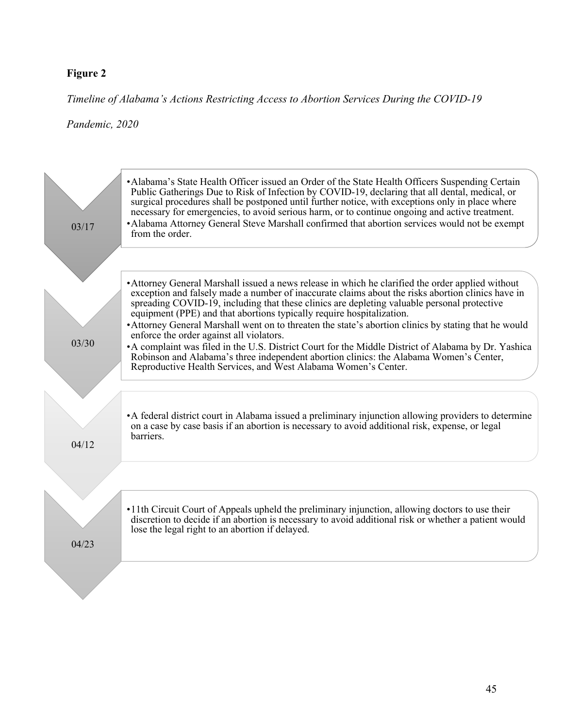**Figure 2**

*Timeline of Alabama's Actions Restricting Access to Abortion Services During the COVID-19 Pandemic, 2020*

03/17

- Alabama's State Health Officer issued an Order of the State Health Officers Suspending Certain Public Gatherings Due to Risk of Infection by COVID-19, declaring that all dental, medical, or surgical procedures shall be postponed until further notice, with exceptions only in place where necessary for emergencies, to avoid serious harm, or to continue ongoing and active treatment.
- Alabama Attorney General Steve Marshall confirmed that abortion services would not be exempt from the order.

03/30

- Attorney General Marshall issued a news release in which he clarified the order applied without exception and falsely made a number of inaccurate claims about the risks abortion clinics have in spreading COVID-19, including that these clinics are depleting valuable personal protective equipment (PPE) and that abortions typically require hospitalization.
- Attorney General Marshall went on to threaten the state's abortion clinics by stating that he would enforce the order against all violators.
- A complaint was filed in the U.S. District Court for the Middle District of Alabama by Dr. Yashica Robinson and Alabama's three independent abortion clinics: the Alabama Women's Center, Reproductive Health Services, and West Alabama Women's Center.

04/12

- A federal district court in Alabama issued a preliminary injunction allowing providers to determine on a case by case basis if an abortion is necessary to avoid additional risk, expense, or legal barriers.

04/23

- 11th Circuit Court of Appeals upheld the preliminary injunction, allowing doctors to use their discretion to decide if an abortion is necessary to avoid additional risk or whether a patient would lose the legal right to an abortion if delayed.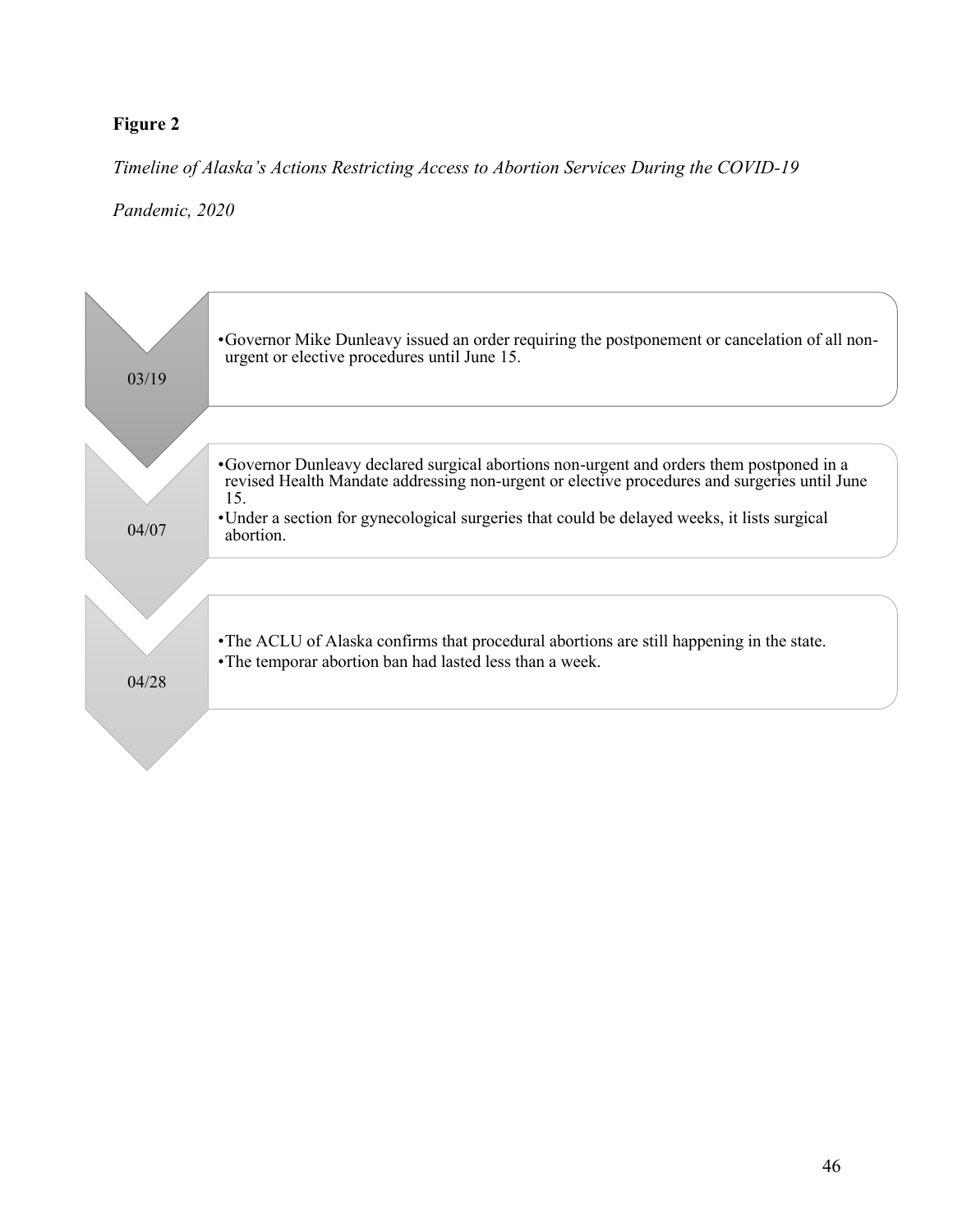**Figure 2**

*Timeline of Alaska's Actions Restricting Access to Abortion Services During the COVID-19 Pandemic, 2020*

03/19

- Governor Mike Dunleavy issued an order requiring the postponement or cancelation of all non-urgent or elective procedures until June 15.

04/07

- Governor Dunleavy declared surgical abortions non-urgent and orders them postponed in a revised Health Mandate addressing non-urgent or elective procedures and surgeries until June 15.
- Under a section for gynecological surgeries that could be delayed weeks, it lists surgical abortion.

04/28

- The ACLU of Alaska confirms that procedural abortions are still happening in the state.
- The temporar abortion ban had lasted less than a week.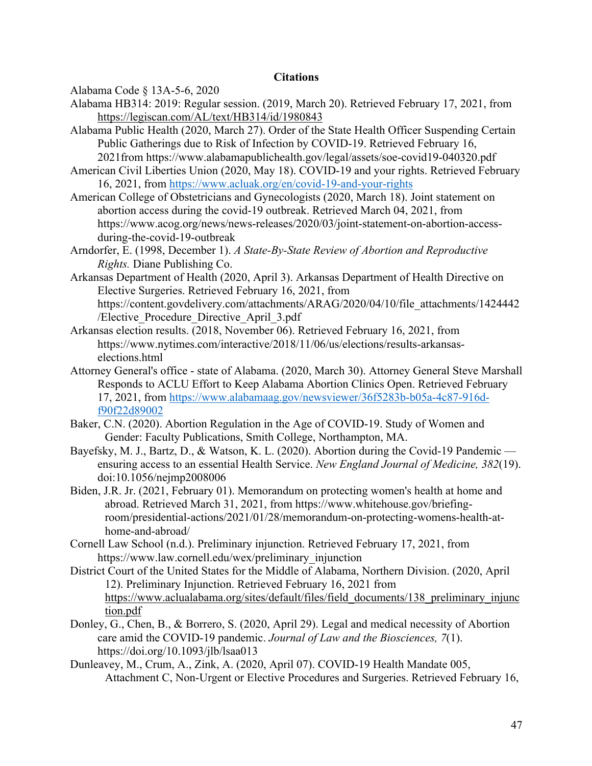**Citations**

Alabama Code § 13A-5-6, 2020

Alabama HB314: 2019: Regular session. (2019, March 20). Retrieved February 17, 2021, from https://legiscan.com/AL/text/HB314/id/1980843

Alabama Public Health (2020, March 27). Order of the State Health Officer Suspending Certain Public Gatherings due to Risk of Infection by COVID-19. Retrieved February 16, 2021from https://www.alabamapublichealth.gov/legal/assets/soe-covid19-040320.pdf

American Civil Liberties Union (2020, May 18). COVID-19 and your rights. Retrieved February 16, 2021, from https://www.acluak.org/en/covid-19-and-your-rights

American College of Obstetricians and Gynecologists (2020, March 18). Joint statement on abortion access during the covid-19 outbreak. Retrieved March 04, 2021, from https://www.acog.org/news/news-releases/2020/03/joint-statement-on-abortion-access-during-the-covid-19-outbreak

Arndorfer, E. (1998, December 1). *A State-By-State Review of Abortion and Reproductive Rights.* Diane Publishing Co.

Arkansas Department of Health (2020, April 3). Arkansas Department of Health Directive on Elective Surgeries. Retrieved February 16, 2021, from https://content.govdelivery.com/attachments/ARAG/2020/04/10/file_attachments/1424442/Elective_Procedure_Directive_April_3.pdf

Arkansas election results. (2018, November 06). Retrieved February 16, 2021, from https://www.nytimes.com/interactive/2018/11/06/us/elections/results-arkansas-elections.html

Attorney General's office - state of Alabama. (2020, March 30). Attorney General Steve Marshall Responds to ACLU Effort to Keep Alabama Abortion Clinics Open. Retrieved February 17, 2021, from https://www.alabamaag.gov/newsviewer/36f5283b-b05a-4c87-916d-f90f22d89002

Baker, C.N. (2020). Abortion Regulation in the Age of COVID-19. Study of Women and Gender: Faculty Publications, Smith College, Northampton, MA.

Bayefsky, M. J., Bartz, D., & Watson, K. L. (2020). Abortion during the Covid-19 Pandemic — ensuring access to an essential Health Service. *New England Journal of Medicine, 382*(19). doi:10.1056/nejmp2008006

Biden, J.R. Jr. (2021, February 01). Memorandum on protecting women's health at home and abroad. Retrieved March 31, 2021, from https://www.whitehouse.gov/briefing-room/presidential-actions/2021/01/28/memorandum-on-protecting-womens-health-at-home-and-abroad/

Cornell Law School (n.d.). Preliminary injunction. Retrieved February 17, 2021, from https://www.law.cornell.edu/wex/preliminary_injunction

District Court of the United States for the Middle of Alabama, Northern Division. (2020, April 12). Preliminary Injunction. Retrieved February 16, 2021 from https://www.aclualabama.org/sites/default/files/field_documents/138_preliminary_injunction.pdf

Donley, G., Chen, B., & Borrero, S. (2020, April 29). Legal and medical necessity of Abortion care amid the COVID-19 pandemic. *Journal of Law and the Biosciences, 7*(1). https://doi.org/10.1093/jlb/lsaa013

Dunleavey, M., Crum, A., Zink, A. (2020, April 07). COVID-19 Health Mandate 005, Attachment C, Non-Urgent or Elective Procedures and Surgeries. Retrieved February 16,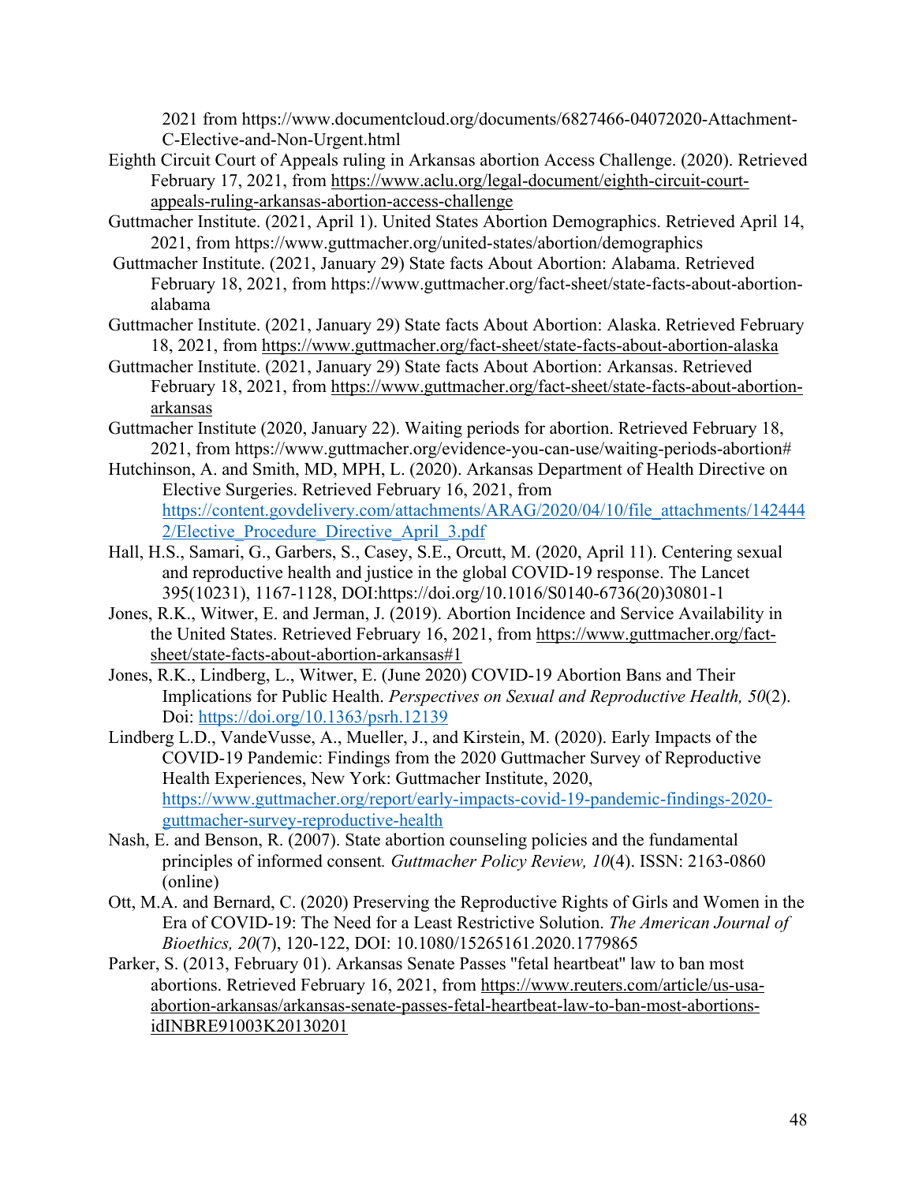2021 from https://www.documentcloud.org/documents/6827466-04072020-Attachment-C-Elective-and-Non-Urgent.html

Eighth Circuit Court of Appeals ruling in Arkansas abortion Access Challenge. (2020). Retrieved February 17, 2021, from https://www.aclu.org/legal-document/eighth-circuit-court-appeals-ruling-arkansas-abortion-access-challenge

Guttmacher Institute. (2021, April 1). United States Abortion Demographics. Retrieved April 14, 2021, from https://www.guttmacher.org/united-states/abortion/demographics

Guttmacher Institute. (2021, January 29) State facts About Abortion: Alabama. Retrieved February 18, 2021, from https://www.guttmacher.org/fact-sheet/state-facts-about-abortion-alabama

Guttmacher Institute. (2021, January 29) State facts About Abortion: Alaska. Retrieved February 18, 2021, from https://www.guttmacher.org/fact-sheet/state-facts-about-abortion-alaska

Guttmacher Institute. (2021, January 29) State facts About Abortion: Arkansas. Retrieved February 18, 2021, from https://www.guttmacher.org/fact-sheet/state-facts-about-abortion-arkansas

Guttmacher Institute (2020, January 22). Waiting periods for abortion. Retrieved February 18, 2021, from https://www.guttmacher.org/evidence-you-can-use/waiting-periods-abortion#

Hutchinson, A. and Smith, MD, MPH, L. (2020). Arkansas Department of Health Directive on Elective Surgeries. Retrieved February 16, 2021, from https://content.govdelivery.com/attachments/ARAG/2020/04/10/file_attachments/1424442/Elective_Procedure_Directive_April_3.pdf

Hall, H.S., Samari, G., Garbers, S., Casey, S.E., Orcutt, M. (2020, April 11). Centering sexual and reproductive health and justice in the global COVID-19 response. The Lancet 395(10231), 1167-1128, DOI:https://doi.org/10.1016/S0140-6736(20)30801-1

Jones, R.K., Witwer, E. and Jerman, J. (2019). Abortion Incidence and Service Availability in the United States. Retrieved February 16, 2021, from https://www.guttmacher.org/fact-sheet/state-facts-about-abortion-arkansas#1

Jones, R.K., Lindberg, L., Witwer, E. (June 2020) COVID-19 Abortion Bans and Their Implications for Public Health. *Perspectives on Sexual and Reproductive Health, 50*(2). Doi: https://doi.org/10.1363/psrh.12139

Lindberg L.D., VandeVusse, A., Mueller, J., and Kirstein, M. (2020). Early Impacts of the COVID-19 Pandemic: Findings from the 2020 Guttmacher Survey of Reproductive Health Experiences, New York: Guttmacher Institute, 2020, https://www.guttmacher.org/report/early-impacts-covid-19-pandemic-findings-2020-guttmacher-survey-reproductive-health

Nash, E. and Benson, R. (2007). State abortion counseling policies and the fundamental principles of informed consent*. Guttmacher Policy Review, 10*(4). ISSN: 2163-0860 (online)

Ott, M.A. and Bernard, C. (2020) Preserving the Reproductive Rights of Girls and Women in the Era of COVID-19: The Need for a Least Restrictive Solution. *The American Journal of Bioethics, 20*(7), 120-122, DOI: 10.1080/15265161.2020.1779865

Parker, S. (2013, February 01). Arkansas Senate Passes "fetal heartbeat" law to ban most abortions. Retrieved February 16, 2021, from https://www.reuters.com/article/us-usa-abortion-arkansas/arkansas-senate-passes-fetal-heartbeat-law-to-ban-most-abortions-idINBRE91003K20130201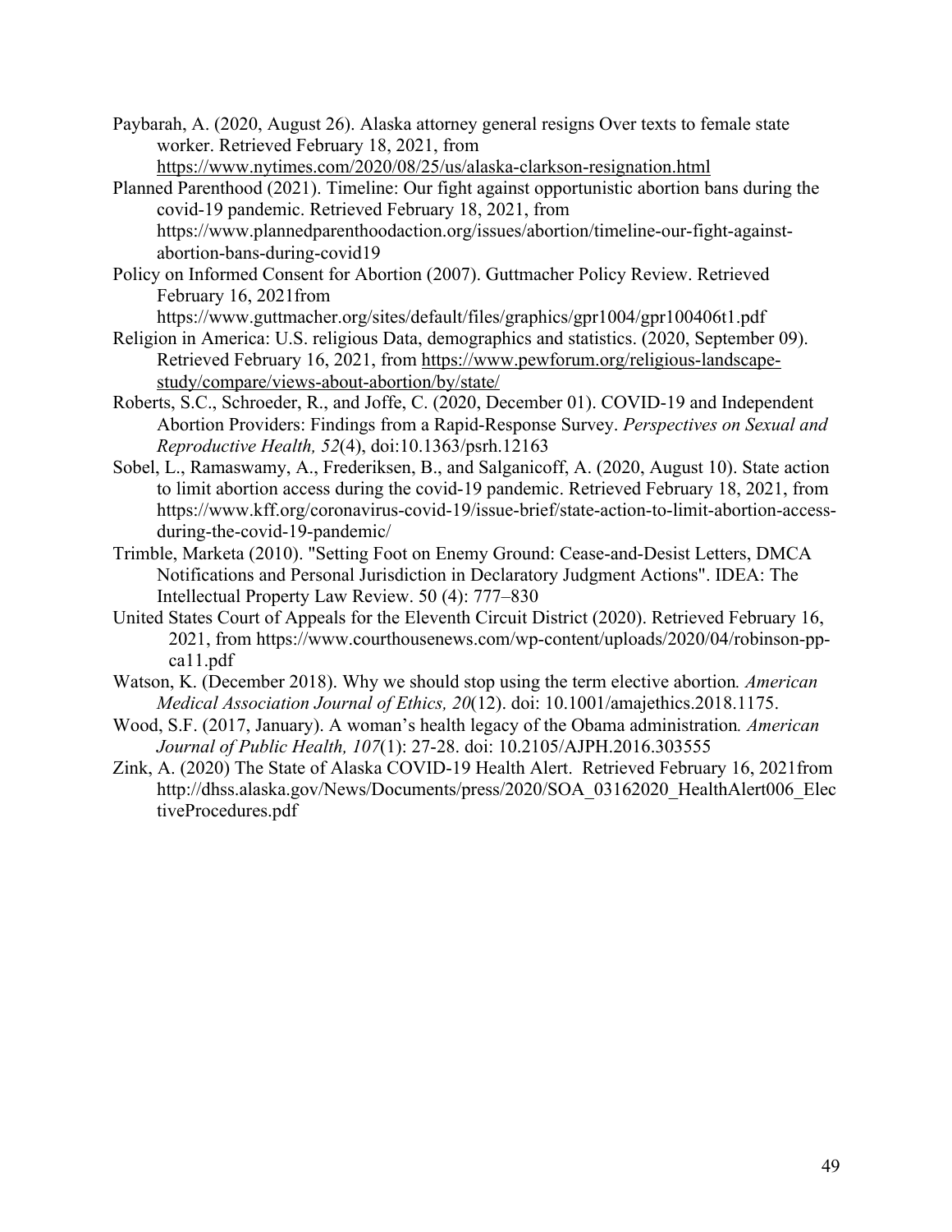Paybarah, A. (2020, August 26). Alaska attorney general resigns Over texts to female state worker. Retrieved February 18, 2021, from https://www.nytimes.com/2020/08/25/us/alaska-clarkson-resignation.html

Planned Parenthood (2021). Timeline: Our fight against opportunistic abortion bans during the covid-19 pandemic. Retrieved February 18, 2021, from https://www.plannedparenthoodaction.org/issues/abortion/timeline-our-fight-against-abortion-bans-during-covid19

Policy on Informed Consent for Abortion (2007). Guttmacher Policy Review. Retrieved February 16, 2021from https://www.guttmacher.org/sites/default/files/graphics/gpr1004/gpr100406t1.pdf

Religion in America: U.S. religious Data, demographics and statistics. (2020, September 09). Retrieved February 16, 2021, from https://www.pewforum.org/religious-landscape-study/compare/views-about-abortion/by/state/

Roberts, S.C., Schroeder, R., and Joffe, C. (2020, December 01). COVID-19 and Independent Abortion Providers: Findings from a Rapid-Response Survey. *Perspectives on Sexual and Reproductive Health, 52*(4), doi:10.1363/psrh.12163

Sobel, L., Ramaswamy, A., Frederiksen, B., and Salganicoff, A. (2020, August 10). State action to limit abortion access during the covid-19 pandemic. Retrieved February 18, 2021, from https://www.kff.org/coronavirus-covid-19/issue-brief/state-action-to-limit-abortion-access-during-the-covid-19-pandemic/

Trimble, Marketa (2010). "Setting Foot on Enemy Ground: Cease-and-Desist Letters, DMCA Notifications and Personal Jurisdiction in Declaratory Judgment Actions". IDEA: The Intellectual Property Law Review. 50 (4): 777–830

United States Court of Appeals for the Eleventh Circuit District (2020). Retrieved February 16, 2021, from https://www.courthousenews.com/wp-content/uploads/2020/04/robinson-pp-ca11.pdf

Watson, K. (December 2018). Why we should stop using the term elective abortion*. American Medical Association Journal of Ethics, 20*(12). doi: 10.1001/amajethics.2018.1175.

Wood, S.F. (2017, January). A woman's health legacy of the Obama administration*. American Journal of Public Health, 107*(1): 27-28. doi: 10.2105/AJPH.2016.303555

Zink, A. (2020) The State of Alaska COVID-19 Health Alert. Retrieved February 16, 2021from http://dhss.alaska.gov/News/Documents/press/2020/SOA_03162020_HealthAlert006_ElectiveProcedures.pdf